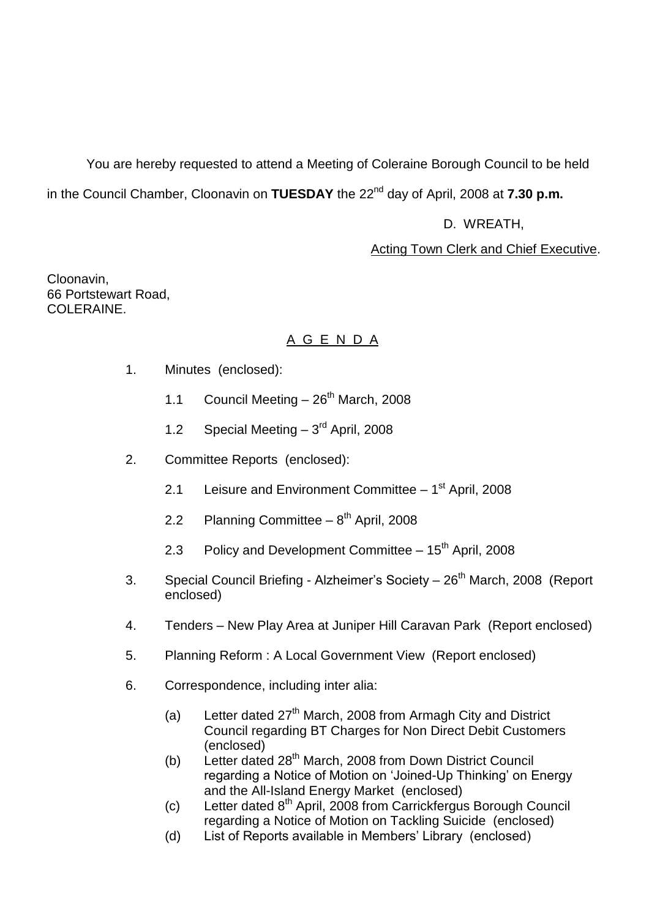You are hereby requested to attend a Meeting of Coleraine Borough Council to be held in the Council Chamber, Cloonavin on **TUESDAY** the 22nd day of April, 2008 at **7.30 p.m.**

D. WREATH,

Acting Town Clerk and Chief Executive.

Cloonavin,
66 Portstewart Road,
COLERAINE.

## A G E N D A

1. Minutes (enclosed):

   1.1 Council Meeting – 26th March, 2008

   1.2 Special Meeting – 3rd April, 2008

2. Committee Reports (enclosed):

   2.1 Leisure and Environment Committee – 1st April, 2008

   2.2 Planning Committee – 8th April, 2008

   2.3 Policy and Development Committee – 15th April, 2008

3. Special Council Briefing - Alzheimer's Society – 26th March, 2008 (Report enclosed)

4. Tenders – New Play Area at Juniper Hill Caravan Park (Report enclosed)

5. Planning Reform : A Local Government View (Report enclosed)

6. Correspondence, including inter alia:

   (a) Letter dated 27th March, 2008 from Armagh City and District Council regarding BT Charges for Non Direct Debit Customers (enclosed)
   (b) Letter dated 28th March, 2008 from Down District Council regarding a Notice of Motion on 'Joined-Up Thinking' on Energy and the All-Island Energy Market (enclosed)
   (c) Letter dated 8th April, 2008 from Carrickfergus Borough Council regarding a Notice of Motion on Tackling Suicide (enclosed)
   (d) List of Reports available in Members' Library (enclosed)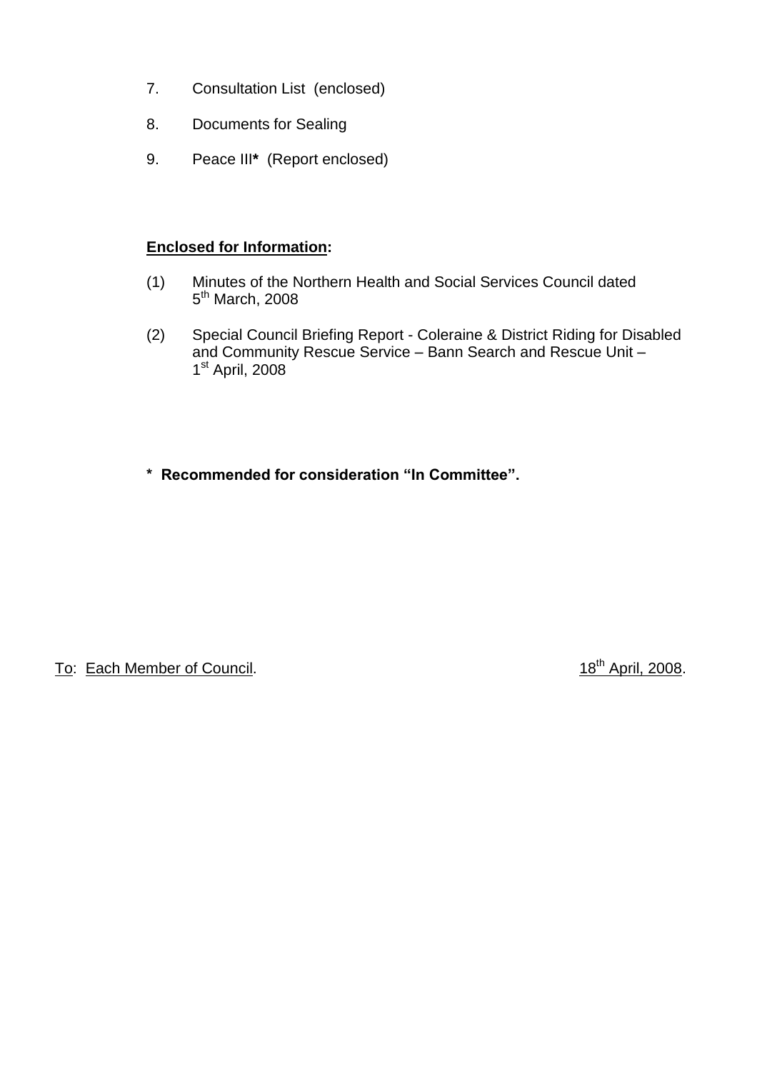7. Consultation List (enclosed)

8. Documents for Sealing

9. Peace III**\*** (Report enclosed)

**Enclosed for Information:**

(1) Minutes of the Northern Health and Social Services Council dated 5th March, 2008

(2) Special Council Briefing Report - Coleraine & District Riding for Disabled and Community Rescue Service – Bann Search and Rescue Unit – 1st April, 2008

**\* Recommended for consideration "In Committee".**

To: Each Member of Council. 18th April, 2008.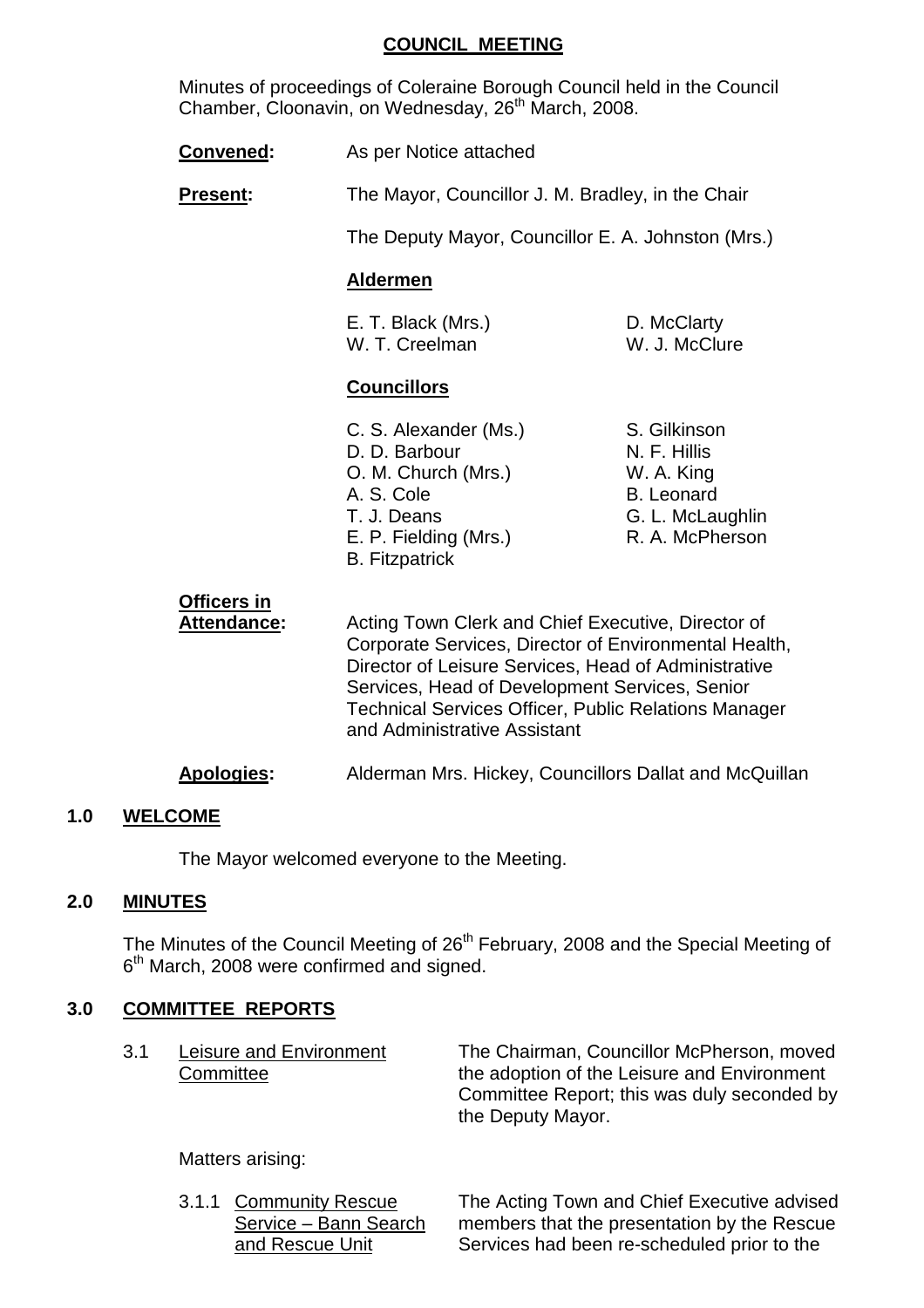# COUNCIL MEETING

Minutes of proceedings of Coleraine Borough Council held in the Council Chamber, Cloonavin, on Wednesday, 26th March, 2008.

**Convened:** As per Notice attached

**Present:** The Mayor, Councillor J. M. Bradley, in the Chair

The Deputy Mayor, Councillor E. A. Johnston (Mrs.)

**Aldermen**

E. T. Black (Mrs.)
W. T. Creelman
D. McClarty
W. J. McClure

**Councillors**

C. S. Alexander (Ms.)
D. D. Barbour
O. M. Church (Mrs.)
A. S. Cole
T. J. Deans
E. P. Fielding (Mrs.)
B. Fitzpatrick
S. Gilkinson
N. F. Hillis
W. A. King
B. Leonard
G. L. McLaughlin
R. A. McPherson

**Officers in Attendance:** Acting Town Clerk and Chief Executive, Director of Corporate Services, Director of Environmental Health, Director of Leisure Services, Head of Administrative Services, Head of Development Services, Senior Technical Services Officer, Public Relations Manager and Administrative Assistant

**Apologies:** Alderman Mrs. Hickey, Councillors Dallat and McQuillan

## 1.0 WELCOME

The Mayor welcomed everyone to the Meeting.

## 2.0 MINUTES

The Minutes of the Council Meeting of 26th February, 2008 and the Special Meeting of 6th March, 2008 were confirmed and signed.

## 3.0 COMMITTEE REPORTS

3.1 Leisure and Environment Committee

The Chairman, Councillor McPherson, moved the adoption of the Leisure and Environment Committee Report; this was duly seconded by the Deputy Mayor.

Matters arising:

3.1.1 Community Rescue Service – Bann Search and Rescue Unit

The Acting Town and Chief Executive advised members that the presentation by the Rescue Services had been re-scheduled prior to the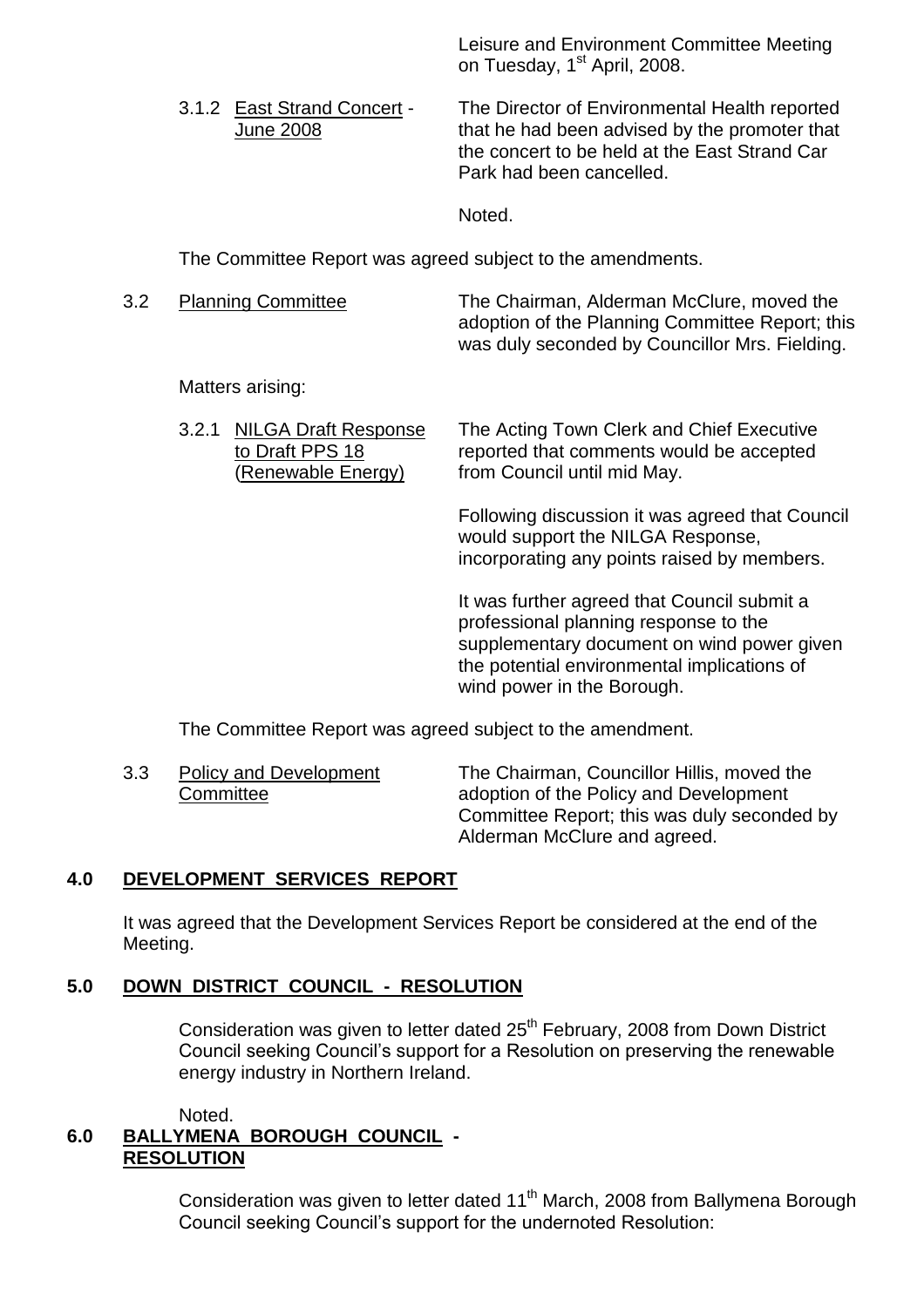Leisure and Environment Committee Meeting on Tuesday, 1st April, 2008.

3.1.2 East Strand Concert - June 2008

The Director of Environmental Health reported that he had been advised by the promoter that the concert to be held at the East Strand Car Park had been cancelled.

Noted.

The Committee Report was agreed subject to the amendments.

3.2 Planning Committee

The Chairman, Alderman McClure, moved the adoption of the Planning Committee Report; this was duly seconded by Councillor Mrs. Fielding.

Matters arising:

3.2.1 NILGA Draft Response to Draft PPS 18 (Renewable Energy)

The Acting Town Clerk and Chief Executive reported that comments would be accepted from Council until mid May.

Following discussion it was agreed that Council would support the NILGA Response, incorporating any points raised by members.

It was further agreed that Council submit a professional planning response to the supplementary document on wind power given the potential environmental implications of wind power in the Borough.

The Committee Report was agreed subject to the amendment.

3.3 Policy and Development Committee

The Chairman, Councillor Hillis, moved the adoption of the Policy and Development Committee Report; this was duly seconded by Alderman McClure and agreed.

## 4.0 DEVELOPMENT SERVICES REPORT

It was agreed that the Development Services Report be considered at the end of the Meeting.

## 5.0 DOWN DISTRICT COUNCIL - RESOLUTION

Consideration was given to letter dated 25th February, 2008 from Down District Council seeking Council's support for a Resolution on preserving the renewable energy industry in Northern Ireland.

Noted.

## 6.0 BALLYMENA BOROUGH COUNCIL - RESOLUTION

Consideration was given to letter dated 11th March, 2008 from Ballymena Borough Council seeking Council's support for the undernoted Resolution: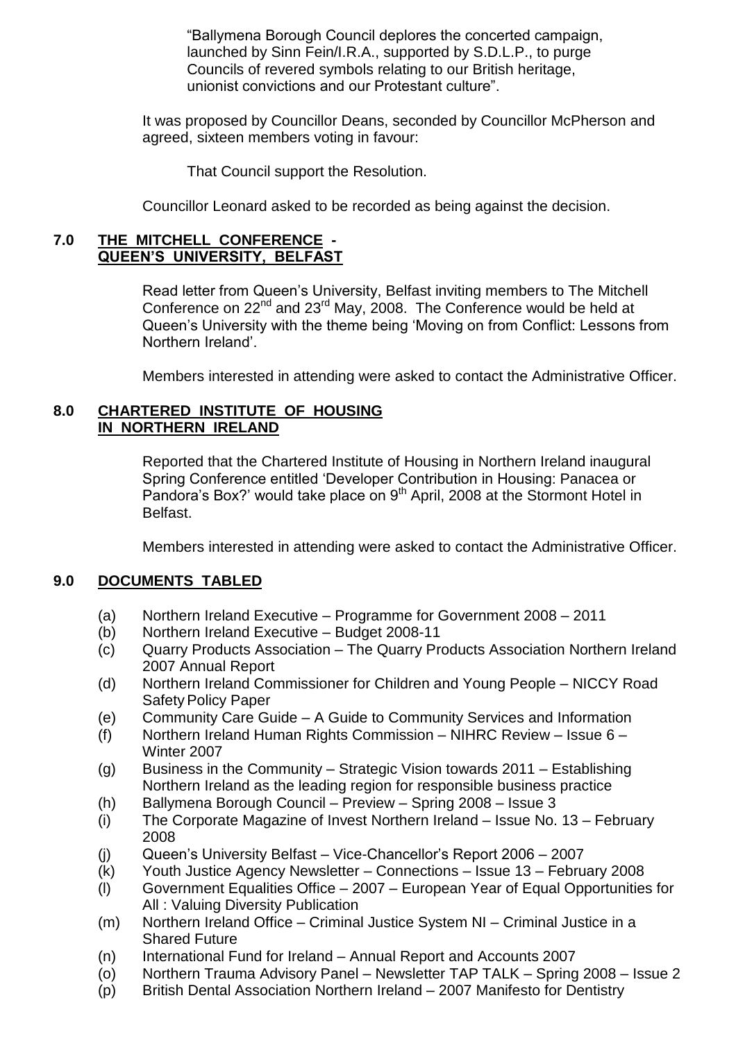"Ballymena Borough Council deplores the concerted campaign, launched by Sinn Fein/I.R.A., supported by S.D.L.P., to purge Councils of revered symbols relating to our British heritage, unionist convictions and our Protestant culture".

It was proposed by Councillor Deans, seconded by Councillor McPherson and agreed, sixteen members voting in favour:

That Council support the Resolution.

Councillor Leonard asked to be recorded as being against the decision.

## 7.0 THE MITCHELL CONFERENCE - QUEEN'S UNIVERSITY, BELFAST

Read letter from Queen's University, Belfast inviting members to The Mitchell Conference on 22nd and 23rd May, 2008. The Conference would be held at Queen's University with the theme being 'Moving on from Conflict: Lessons from Northern Ireland'.

Members interested in attending were asked to contact the Administrative Officer.

## 8.0 CHARTERED INSTITUTE OF HOUSING IN NORTHERN IRELAND

Reported that the Chartered Institute of Housing in Northern Ireland inaugural Spring Conference entitled 'Developer Contribution in Housing: Panacea or Pandora's Box?' would take place on 9th April, 2008 at the Stormont Hotel in Belfast.

Members interested in attending were asked to contact the Administrative Officer.

## 9.0 DOCUMENTS TABLED

- (a) Northern Ireland Executive – Programme for Government 2008 – 2011
- (b) Northern Ireland Executive – Budget 2008-11
- (c) Quarry Products Association – The Quarry Products Association Northern Ireland 2007 Annual Report
- (d) Northern Ireland Commissioner for Children and Young People – NICCY Road Safety Policy Paper
- (e) Community Care Guide – A Guide to Community Services and Information
- (f) Northern Ireland Human Rights Commission – NIHRC Review – Issue 6 – Winter 2007
- (g) Business in the Community – Strategic Vision towards 2011 – Establishing Northern Ireland as the leading region for responsible business practice
- (h) Ballymena Borough Council – Preview – Spring 2008 – Issue 3
- (i) The Corporate Magazine of Invest Northern Ireland – Issue No. 13 – February 2008
- (j) Queen's University Belfast – Vice-Chancellor's Report 2006 – 2007
- (k) Youth Justice Agency Newsletter – Connections – Issue 13 – February 2008
- (l) Government Equalities Office – 2007 – European Year of Equal Opportunities for All : Valuing Diversity Publication
- (m) Northern Ireland Office – Criminal Justice System NI – Criminal Justice in a Shared Future
- (n) International Fund for Ireland – Annual Report and Accounts 2007
- (o) Northern Trauma Advisory Panel – Newsletter TAP TALK – Spring 2008 – Issue 2
- (p) British Dental Association Northern Ireland – 2007 Manifesto for Dentistry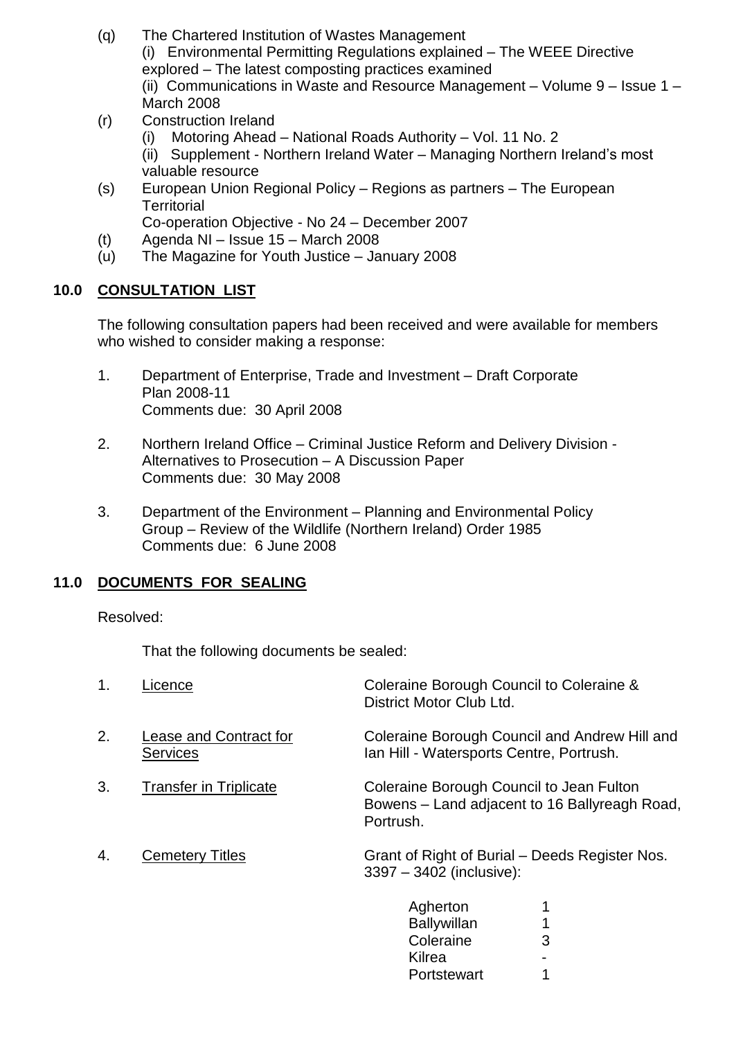(q) The Chartered Institution of Wastes Management
(i) Environmental Permitting Regulations explained – The WEEE Directive explored – The latest composting practices examined
(ii) Communications in Waste and Resource Management – Volume 9 – Issue 1 – March 2008

(r) Construction Ireland
(i) Motoring Ahead – National Roads Authority – Vol. 11 No. 2
(ii) Supplement - Northern Ireland Water – Managing Northern Ireland's most valuable resource

(s) European Union Regional Policy – Regions as partners – The European Territorial
Co-operation Objective - No 24 – December 2007

(t) Agenda NI – Issue 15 – March 2008

(u) The Magazine for Youth Justice – January 2008

## 10.0 CONSULTATION LIST

The following consultation papers had been received and were available for members who wished to consider making a response:

1. Department of Enterprise, Trade and Investment – Draft Corporate Plan 2008-11
Comments due: 30 April 2008

2. Northern Ireland Office – Criminal Justice Reform and Delivery Division - Alternatives to Prosecution – A Discussion Paper
Comments due: 30 May 2008

3. Department of the Environment – Planning and Environmental Policy Group – Review of the Wildlife (Northern Ireland) Order 1985
Comments due: 6 June 2008

## 11.0 DOCUMENTS FOR SEALING

Resolved:

That the following documents be sealed:

| | | |
|---|---|---|
| 1. | Licence | Coleraine Borough Council to Coleraine & District Motor Club Ltd. |
| 2. | Lease and Contract for Services | Coleraine Borough Council and Andrew Hill and Ian Hill - Watersports Centre, Portrush. |
| 3. | Transfer in Triplicate | Coleraine Borough Council to Jean Fulton Bowens – Land adjacent to 16 Ballyreagh Road, Portrush. |
| 4. | Cemetery Titles | Grant of Right of Burial – Deeds Register Nos. 3397 – 3402 (inclusive): |

| | |
|---|---|
| Agherton | 1 |
| Ballywillan | 1 |
| Coleraine | 3 |
| Kilrea | - |
| Portstewart | 1 |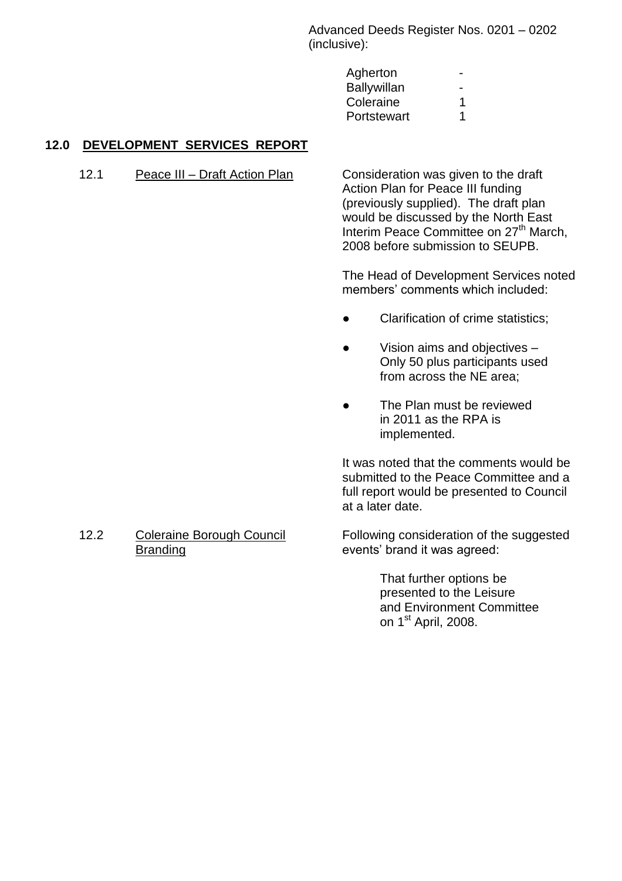Advanced Deeds Register Nos. 0201 – 0202 (inclusive):

| | |
|---|---|
| Agherton | - |
| Ballywillan | - |
| Coleraine | 1 |
| Portstewart | 1 |

## 12.0 DEVELOPMENT SERVICES REPORT

12.1 Peace III – Draft Action Plan

Consideration was given to the draft Action Plan for Peace III funding (previously supplied). The draft plan would be discussed by the North East Interim Peace Committee on 27th March, 2008 before submission to SEUPB.

The Head of Development Services noted members' comments which included:

- Clarification of crime statistics;
- Vision aims and objectives – Only 50 plus participants used from across the NE area;
- The Plan must be reviewed in 2011 as the RPA is implemented.

It was noted that the comments would be submitted to the Peace Committee and a full report would be presented to Council at a later date.

12.2 Coleraine Borough Council Branding

Following consideration of the suggested events' brand it was agreed:

That further options be presented to the Leisure and Environment Committee on 1st April, 2008.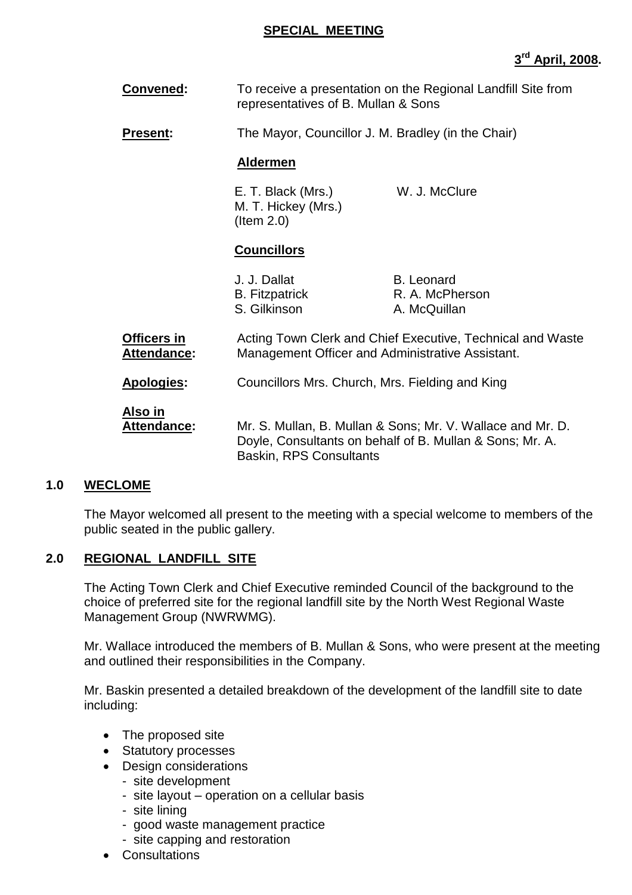## SPECIAL MEETING

**3rd April, 2008.**

**Convened:** To receive a presentation on the Regional Landfill Site from representatives of B. Mullan & Sons

**Present:** The Mayor, Councillor J. M. Bradley (in the Chair)

**Aldermen**

E. T. Black (Mrs.)  
W. J. McClure  
M. T. Hickey (Mrs.) (Item 2.0)

**Councillors**

J. J. Dallat  
B. Leonard  
B. Fitzpatrick  
R. A. McPherson  
S. Gilkinson  
A. McQuillan

**Officers in Attendance:** Acting Town Clerk and Chief Executive, Technical and Waste Management Officer and Administrative Assistant.

**Apologies:** Councillors Mrs. Church, Mrs. Fielding and King

**Also in Attendance:** Mr. S. Mullan, B. Mullan & Sons; Mr. V. Wallace and Mr. D. Doyle, Consultants on behalf of B. Mullan & Sons; Mr. A. Baskin, RPS Consultants

### 1.0 WECLOME

The Mayor welcomed all present to the meeting with a special welcome to members of the public seated in the public gallery.

### 2.0 REGIONAL LANDFILL SITE

The Acting Town Clerk and Chief Executive reminded Council of the background to the choice of preferred site for the regional landfill site by the North West Regional Waste Management Group (NWRWMG).

Mr. Wallace introduced the members of B. Mullan & Sons, who were present at the meeting and outlined their responsibilities in the Company.

Mr. Baskin presented a detailed breakdown of the development of the landfill site to date including:

- The proposed site
- Statutory processes
- Design considerations
  - site development
  - site layout – operation on a cellular basis
  - site lining
  - good waste management practice
  - site capping and restoration
- Consultations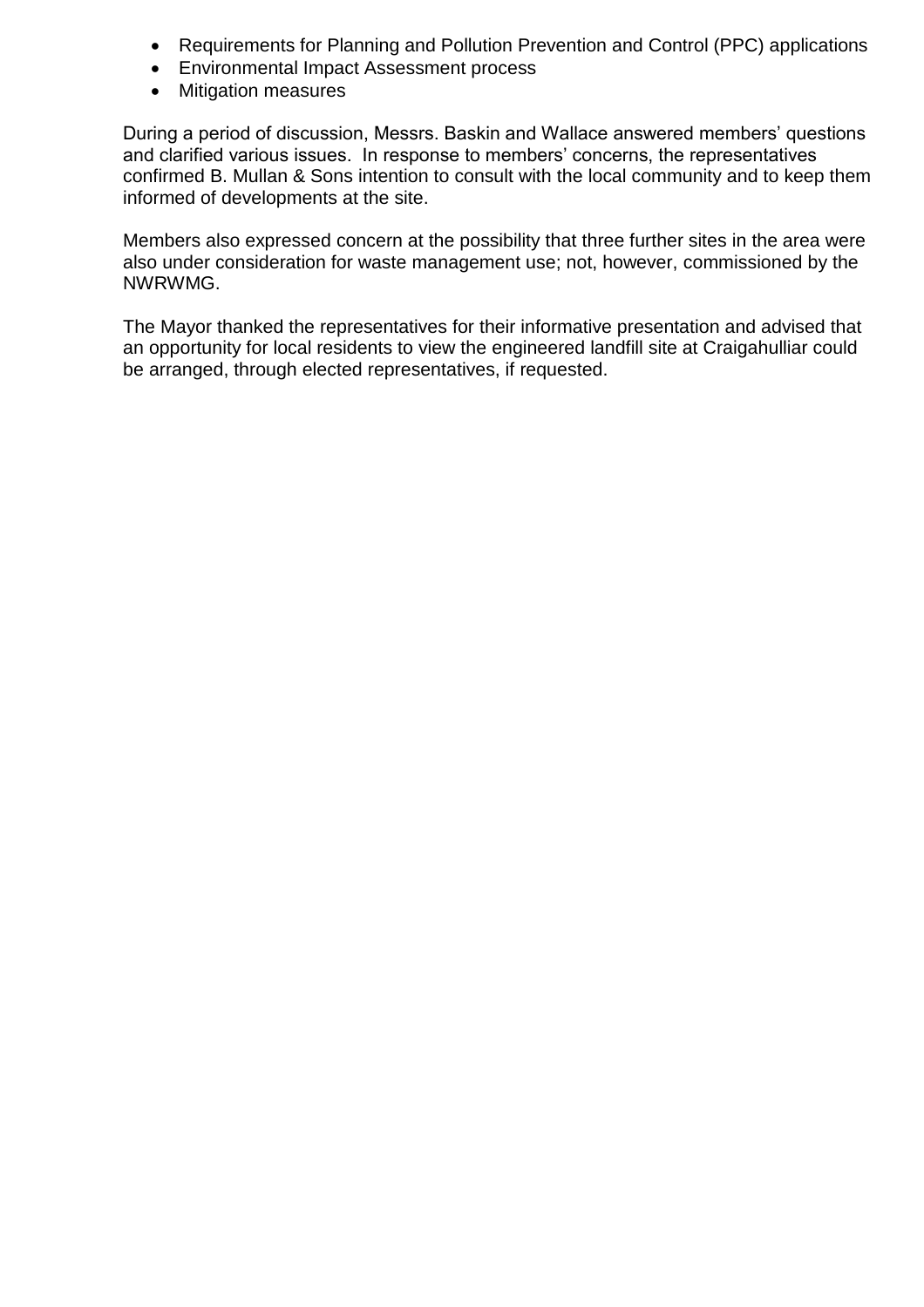- Requirements for Planning and Pollution Prevention and Control (PPC) applications
- Environmental Impact Assessment process
- Mitigation measures

During a period of discussion, Messrs. Baskin and Wallace answered members' questions and clarified various issues. In response to members' concerns, the representatives confirmed B. Mullan & Sons intention to consult with the local community and to keep them informed of developments at the site.

Members also expressed concern at the possibility that three further sites in the area were also under consideration for waste management use; not, however, commissioned by the NWRWMG.

The Mayor thanked the representatives for their informative presentation and advised that an opportunity for local residents to view the engineered landfill site at Craigahulliar could be arranged, through elected representatives, if requested.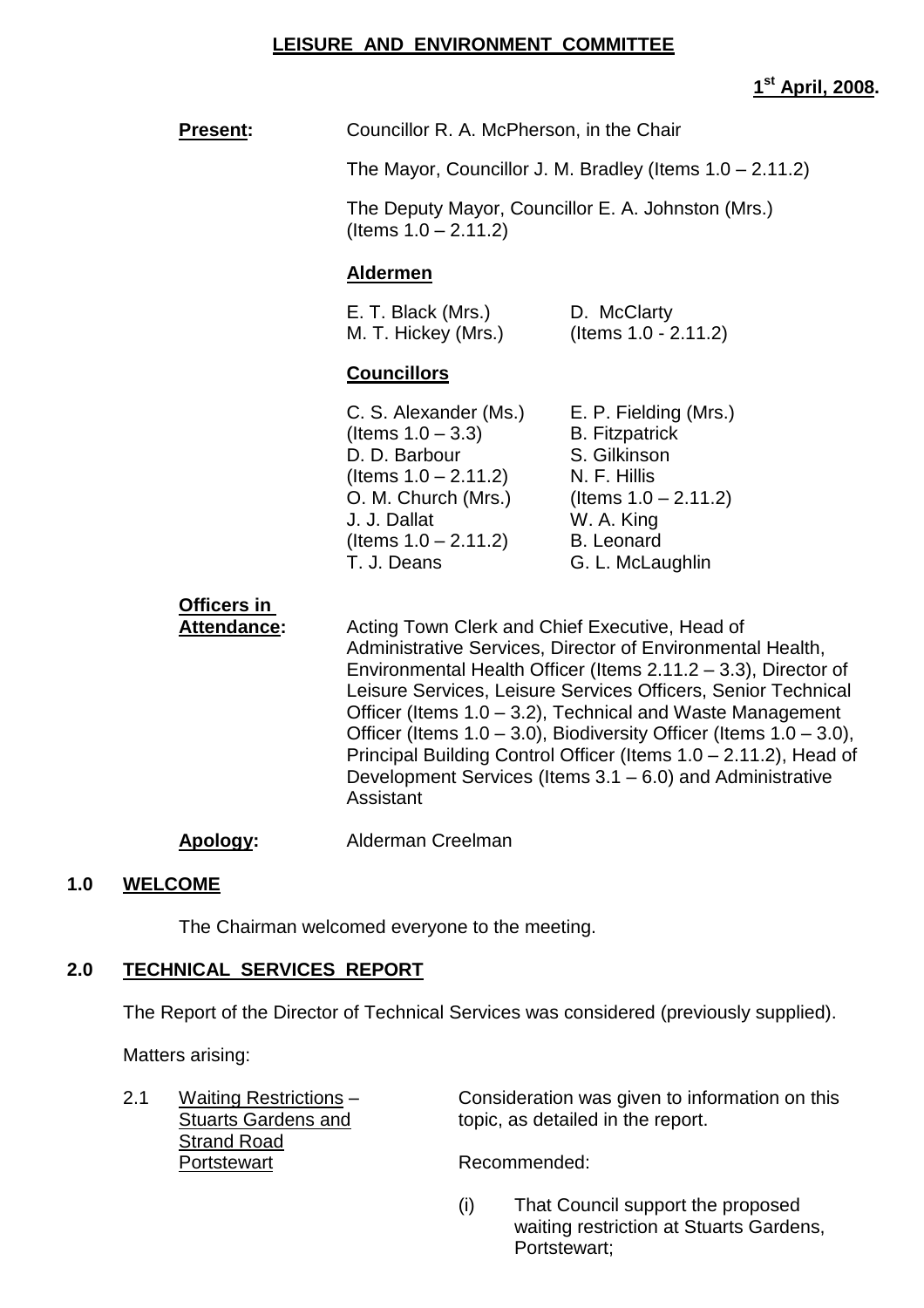# LEISURE AND ENVIRONMENT COMMITTEE

**1st April, 2008.**

**Present:** Councillor R. A. McPherson, in the Chair

The Mayor, Councillor J. M. Bradley (Items 1.0 – 2.11.2)

The Deputy Mayor, Councillor E. A. Johnston (Mrs.) (Items 1.0 – 2.11.2)

**Aldermen**

E. T. Black (Mrs.)
M. T. Hickey (Mrs.)
D. McClarty (Items 1.0 - 2.11.2)

**Councillors**

C. S. Alexander (Ms.) (Items 1.0 – 3.3)
D. D. Barbour (Items 1.0 – 2.11.2)
O. M. Church (Mrs.)
J. J. Dallat (Items 1.0 – 2.11.2)
T. J. Deans
E. P. Fielding (Mrs.)
B. Fitzpatrick
S. Gilkinson
N. F. Hillis (Items 1.0 – 2.11.2)
W. A. King
B. Leonard
G. L. McLaughlin

**Officers in Attendance:** Acting Town Clerk and Chief Executive, Head of Administrative Services, Director of Environmental Health, Environmental Health Officer (Items 2.11.2 – 3.3), Director of Leisure Services, Leisure Services Officers, Senior Technical Officer (Items 1.0 – 3.2), Technical and Waste Management Officer (Items 1.0 – 3.0), Biodiversity Officer (Items 1.0 – 3.0), Principal Building Control Officer (Items 1.0 – 2.11.2), Head of Development Services (Items 3.1 – 6.0) and Administrative Assistant

**Apology:** Alderman Creelman

## 1.0 WELCOME

The Chairman welcomed everyone to the meeting.

## 2.0 TECHNICAL SERVICES REPORT

The Report of the Director of Technical Services was considered (previously supplied).

Matters arising:

2.1 Waiting Restrictions – Stuarts Gardens and Strand Road Portstewart

Consideration was given to information on this topic, as detailed in the report.

Recommended:

(i) That Council support the proposed waiting restriction at Stuarts Gardens, Portstewart;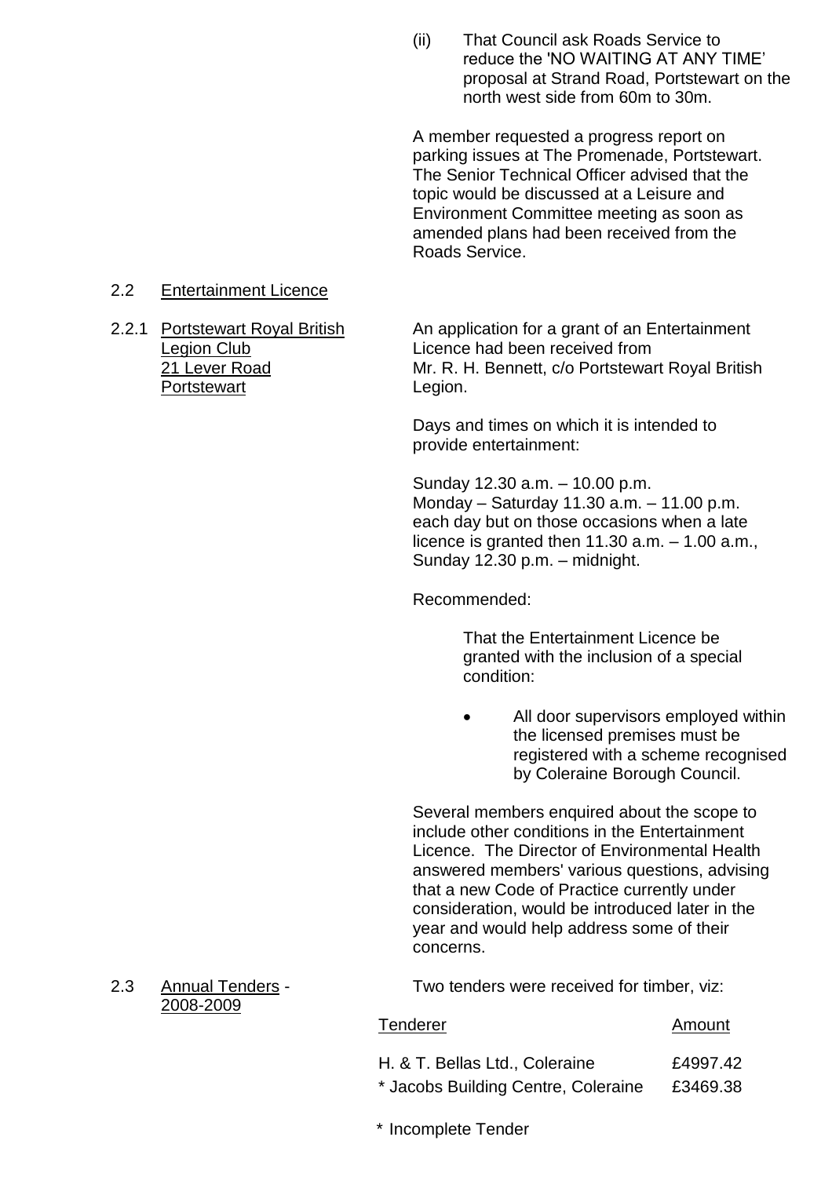(ii) That Council ask Roads Service to reduce the 'NO WAITING AT ANY TIME' proposal at Strand Road, Portstewart on the north west side from 60m to 30m.

A member requested a progress report on parking issues at The Promenade, Portstewart. The Senior Technical Officer advised that the topic would be discussed at a Leisure and Environment Committee meeting as soon as amended plans had been received from the Roads Service.

2.2 Entertainment Licence

2.2.1 Portstewart Royal British Legion Club, 21 Lever Road, Portstewart

An application for a grant of an Entertainment Licence had been received from Mr. R. H. Bennett, c/o Portstewart Royal British Legion.

Days and times on which it is intended to provide entertainment:

Sunday 12.30 a.m. – 10.00 p.m.
Monday – Saturday 11.30 a.m. – 11.00 p.m. each day but on those occasions when a late licence is granted then 11.30 a.m. – 1.00 a.m., Sunday 12.30 p.m. – midnight.

Recommended:

> That the Entertainment Licence be granted with the inclusion of a special condition:
>
> - All door supervisors employed within the licensed premises must be registered with a scheme recognised by Coleraine Borough Council.

Several members enquired about the scope to include other conditions in the Entertainment Licence. The Director of Environmental Health answered members' various questions, advising that a new Code of Practice currently under consideration, would be introduced later in the year and would help address some of their concerns.

2.3 Annual Tenders - 2008-2009

Two tenders were received for timber, viz:

| Tenderer | Amount |
|---|---|
| H. & T. Bellas Ltd., Coleraine | £4997.42 |
| * Jacobs Building Centre, Coleraine | £3469.38 |

\* Incomplete Tender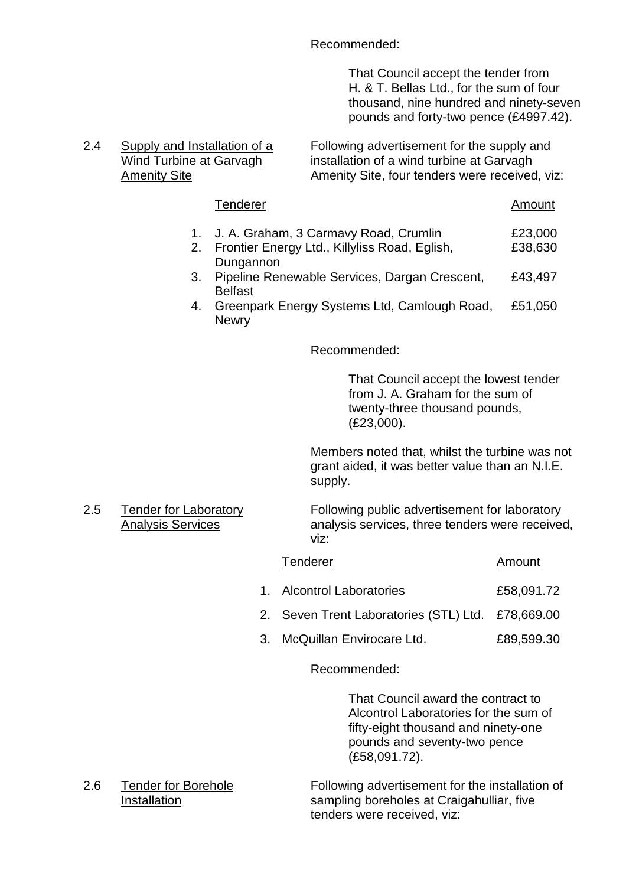Recommended:

> That Council accept the tender from H. & T. Bellas Ltd., for the sum of four thousand, nine hundred and ninety-seven pounds and forty-two pence (£4997.42).

2.4 <u>Supply and Installation of a Wind Turbine at Garvagh Amenity Site</u>

Following advertisement for the supply and installation of a wind turbine at Garvagh Amenity Site, four tenders were received, viz:

| | Tenderer | Amount |
|---|---|---|
| 1. | J. A. Graham, 3 Carmavy Road, Crumlin | £23,000 |
| 2. | Frontier Energy Ltd., Killyliss Road, Eglish, Dungannon | £38,630 |
| 3. | Pipeline Renewable Services, Dargan Crescent, Belfast | £43,497 |
| 4. | Greenpark Energy Systems Ltd, Camlough Road, Newry | £51,050 |

Recommended:

> That Council accept the lowest tender from J. A. Graham for the sum of twenty-three thousand pounds, (£23,000).

Members noted that, whilst the turbine was not grant aided, it was better value than an N.I.E. supply.

2.5 <u>Tender for Laboratory Analysis Services</u>

Following public advertisement for laboratory analysis services, three tenders were received, viz:

| | Tenderer | Amount |
|---|---|---|
| 1. | Alcontrol Laboratories | £58,091.72 |
| 2. | Seven Trent Laboratories (STL) Ltd. | £78,669.00 |
| 3. | McQuillan Envirocare Ltd. | £89,599.30 |

Recommended:

> That Council award the contract to Alcontrol Laboratories for the sum of fifty-eight thousand and ninety-one pounds and seventy-two pence (£58,091.72).

2.6 <u>Tender for Borehole Installation</u>

Following advertisement for the installation of sampling boreholes at Craigahulliar, five tenders were received, viz: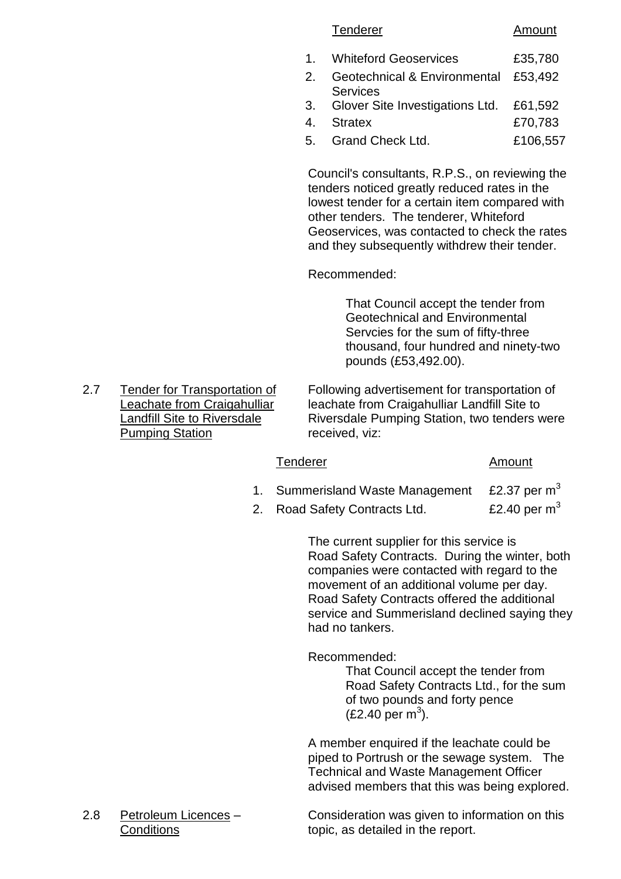| | Tenderer | Amount |
|---|---|---|
| 1. | Whiteford Geoservices | £35,780 |
| 2. | Geotechnical & Environmental Services | £53,492 |
| 3. | Glover Site Investigations Ltd. | £61,592 |
| 4. | Stratex | £70,783 |
| 5. | Grand Check Ltd. | £106,557 |

Council's consultants, R.P.S., on reviewing the tenders noticed greatly reduced rates in the lowest tender for a certain item compared with other tenders. The tenderer, Whiteford Geoservices, was contacted to check the rates and they subsequently withdrew their tender.

Recommended:

> That Council accept the tender from Geotechnical and Environmental Servcies for the sum of fifty-three thousand, four hundred and ninety-two pounds (£53,492.00).

2.7 <u>Tender for Transportation of Leachate from Craigahulliar Landfill Site to Riversdale Pumping Station</u>

Following advertisement for transportation of leachate from Craigahulliar Landfill Site to Riversdale Pumping Station, two tenders were received, viz:

| | Tenderer | Amount |
|---|---|---|
| 1. | Summerisland Waste Management | £2.37 per $m^3$ |
| 2. | Road Safety Contracts Ltd. | £2.40 per $m^3$ |

The current supplier for this service is Road Safety Contracts. During the winter, both companies were contacted with regard to the movement of an additional volume per day. Road Safety Contracts offered the additional service and Summerisland declined saying they had no tankers.

Recommended:

> That Council accept the tender from Road Safety Contracts Ltd., for the sum of two pounds and forty pence (£2.40 per $m^3$).

A member enquired if the leachate could be piped to Portrush or the sewage system. The Technical and Waste Management Officer advised members that this was being explored.

2.8 <u>Petroleum Licences</u> – <u>Conditions</u>

Consideration was given to information on this topic, as detailed in the report.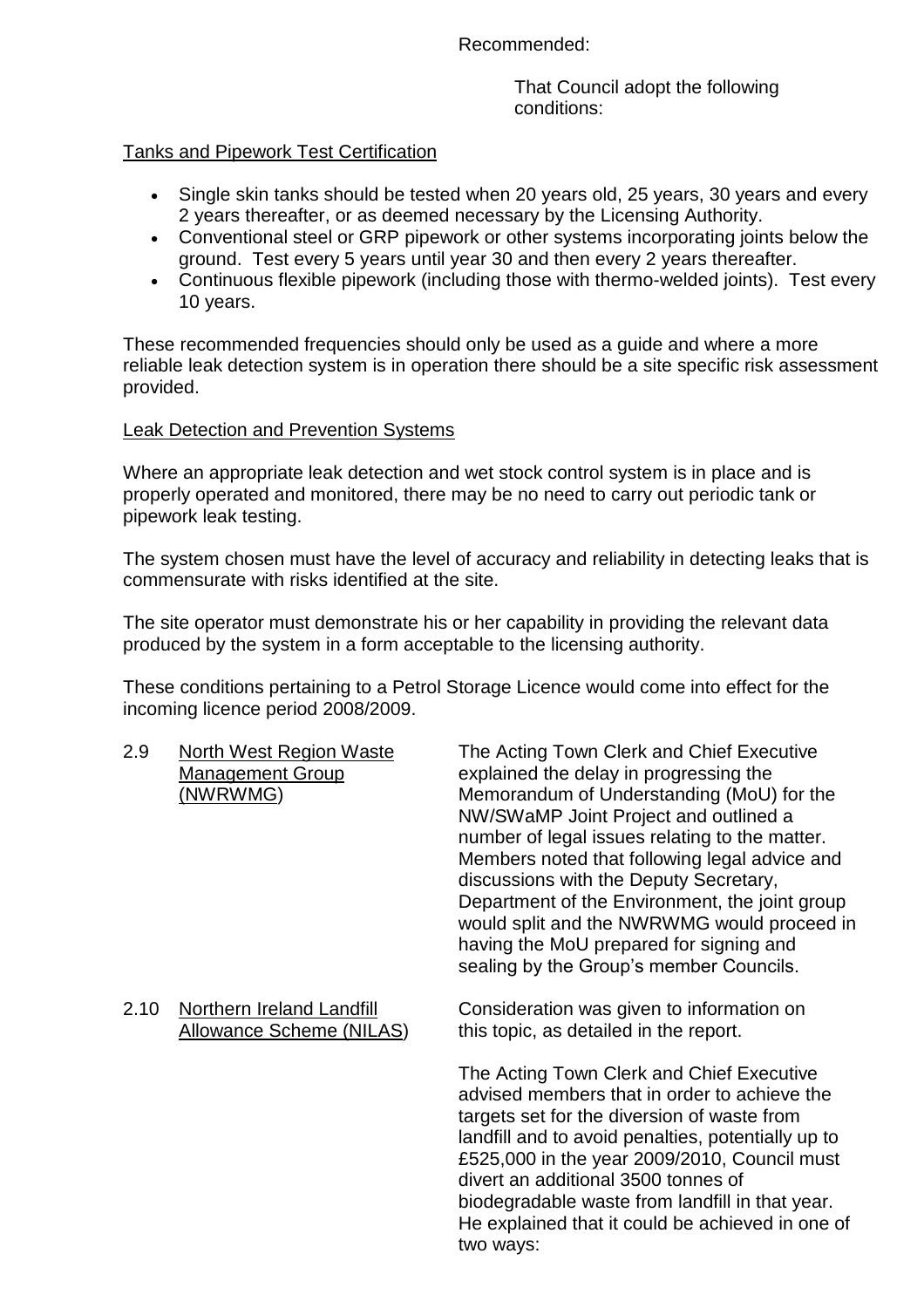Recommended:

That Council adopt the following conditions:

Tanks and Pipework Test Certification

- Single skin tanks should be tested when 20 years old, 25 years, 30 years and every 2 years thereafter, or as deemed necessary by the Licensing Authority.
- Conventional steel or GRP pipework or other systems incorporating joints below the ground. Test every 5 years until year 30 and then every 2 years thereafter.
- Continuous flexible pipework (including those with thermo-welded joints). Test every 10 years.

These recommended frequencies should only be used as a guide and where a more reliable leak detection system is in operation there should be a site specific risk assessment provided.

Leak Detection and Prevention Systems

Where an appropriate leak detection and wet stock control system is in place and is properly operated and monitored, there may be no need to carry out periodic tank or pipework leak testing.

The system chosen must have the level of accuracy and reliability in detecting leaks that is commensurate with risks identified at the site.

The site operator must demonstrate his or her capability in providing the relevant data produced by the system in a form acceptable to the licensing authority.

These conditions pertaining to a Petrol Storage Licence would come into effect for the incoming licence period 2008/2009.

2.9 North West Region Waste Management Group (NWRWMG)

The Acting Town Clerk and Chief Executive explained the delay in progressing the Memorandum of Understanding (MoU) for the NW/SWaMP Joint Project and outlined a number of legal issues relating to the matter. Members noted that following legal advice and discussions with the Deputy Secretary, Department of the Environment, the joint group would split and the NWRWMG would proceed in having the MoU prepared for signing and sealing by the Group's member Councils.

2.10 Northern Ireland Landfill Allowance Scheme (NILAS)

Consideration was given to information on this topic, as detailed in the report.

The Acting Town Clerk and Chief Executive advised members that in order to achieve the targets set for the diversion of waste from landfill and to avoid penalties, potentially up to £525,000 in the year 2009/2010, Council must divert an additional 3500 tonnes of biodegradable waste from landfill in that year. He explained that it could be achieved in one of two ways: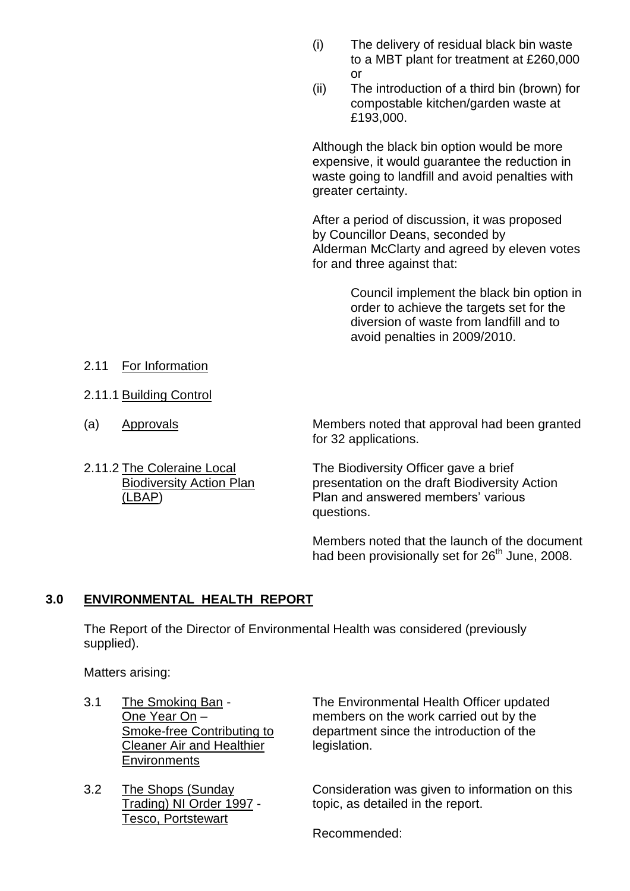(i) The delivery of residual black bin waste to a MBT plant for treatment at £260,000 or

(ii) The introduction of a third bin (brown) for compostable kitchen/garden waste at £193,000.

Although the black bin option would be more expensive, it would guarantee the reduction in waste going to landfill and avoid penalties with greater certainty.

After a period of discussion, it was proposed by Councillor Deans, seconded by Alderman McClarty and agreed by eleven votes for and three against that:

> Council implement the black bin option in order to achieve the targets set for the diversion of waste from landfill and to avoid penalties in 2009/2010.

2.11 For Information

2.11.1 Building Control

(a) Approvals

Members noted that approval had been granted for 32 applications.

2.11.2 The Coleraine Local Biodiversity Action Plan (LBAP)

The Biodiversity Officer gave a brief presentation on the draft Biodiversity Action Plan and answered members' various questions.

Members noted that the launch of the document had been provisionally set for 26th June, 2008.

## 3.0 ENVIRONMENTAL HEALTH REPORT

The Report of the Director of Environmental Health was considered (previously supplied).

Matters arising:

3.1 The Smoking Ban - One Year On – Smoke-free Contributing to Cleaner Air and Healthier Environments

The Environmental Health Officer updated members on the work carried out by the department since the introduction of the legislation.

3.2 The Shops (Sunday Trading) NI Order 1997 - Tesco, Portstewart

Consideration was given to information on this topic, as detailed in the report.

Recommended: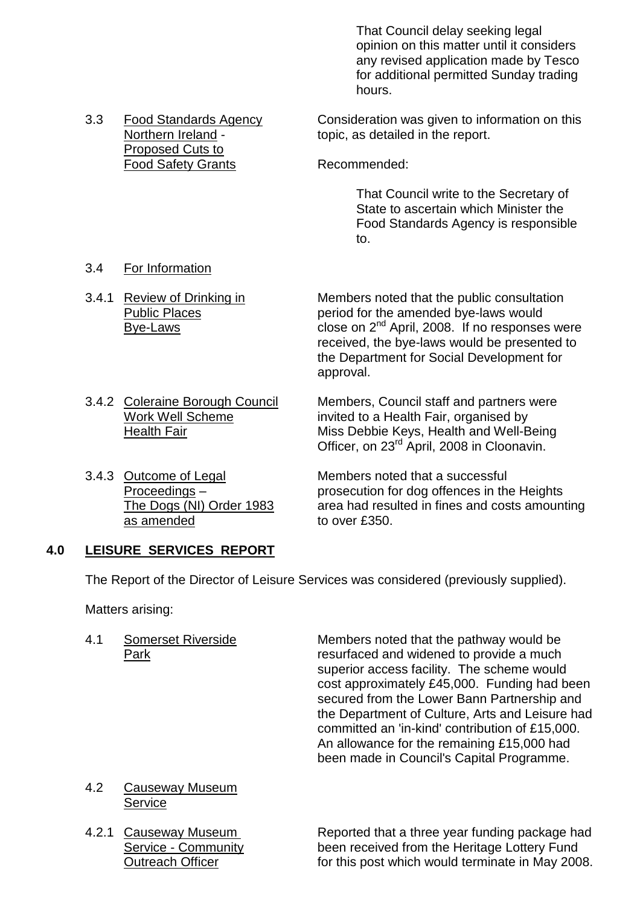That Council delay seeking legal opinion on this matter until it considers any revised application made by Tesco for additional permitted Sunday trading hours.

3.3 Food Standards Agency Northern Ireland - Proposed Cuts to Food Safety Grants

Consideration was given to information on this topic, as detailed in the report.

Recommended:

That Council write to the Secretary of State to ascertain which Minister the Food Standards Agency is responsible to.

3.4 For Information

3.4.1 Review of Drinking in Public Places Bye-Laws

Members noted that the public consultation period for the amended bye-laws would close on 2nd April, 2008. If no responses were received, the bye-laws would be presented to the Department for Social Development for approval.

3.4.2 Coleraine Borough Council Work Well Scheme Health Fair

Members, Council staff and partners were invited to a Health Fair, organised by Miss Debbie Keys, Health and Well-Being Officer, on 23rd April, 2008 in Cloonavin.

3.4.3 Outcome of Legal Proceedings – The Dogs (NI) Order 1983 as amended

Members noted that a successful prosecution for dog offences in the Heights area had resulted in fines and costs amounting to over £350.

## 4.0 LEISURE SERVICES REPORT

The Report of the Director of Leisure Services was considered (previously supplied).

Matters arising:

4.1 Somerset Riverside Park

Members noted that the pathway would be resurfaced and widened to provide a much superior access facility. The scheme would cost approximately £45,000. Funding had been secured from the Lower Bann Partnership and the Department of Culture, Arts and Leisure had committed an 'in-kind' contribution of £15,000. An allowance for the remaining £15,000 had been made in Council's Capital Programme.

4.2 Causeway Museum Service

4.2.1 Causeway Museum Service - Community Outreach Officer

Reported that a three year funding package had been received from the Heritage Lottery Fund for this post which would terminate in May 2008.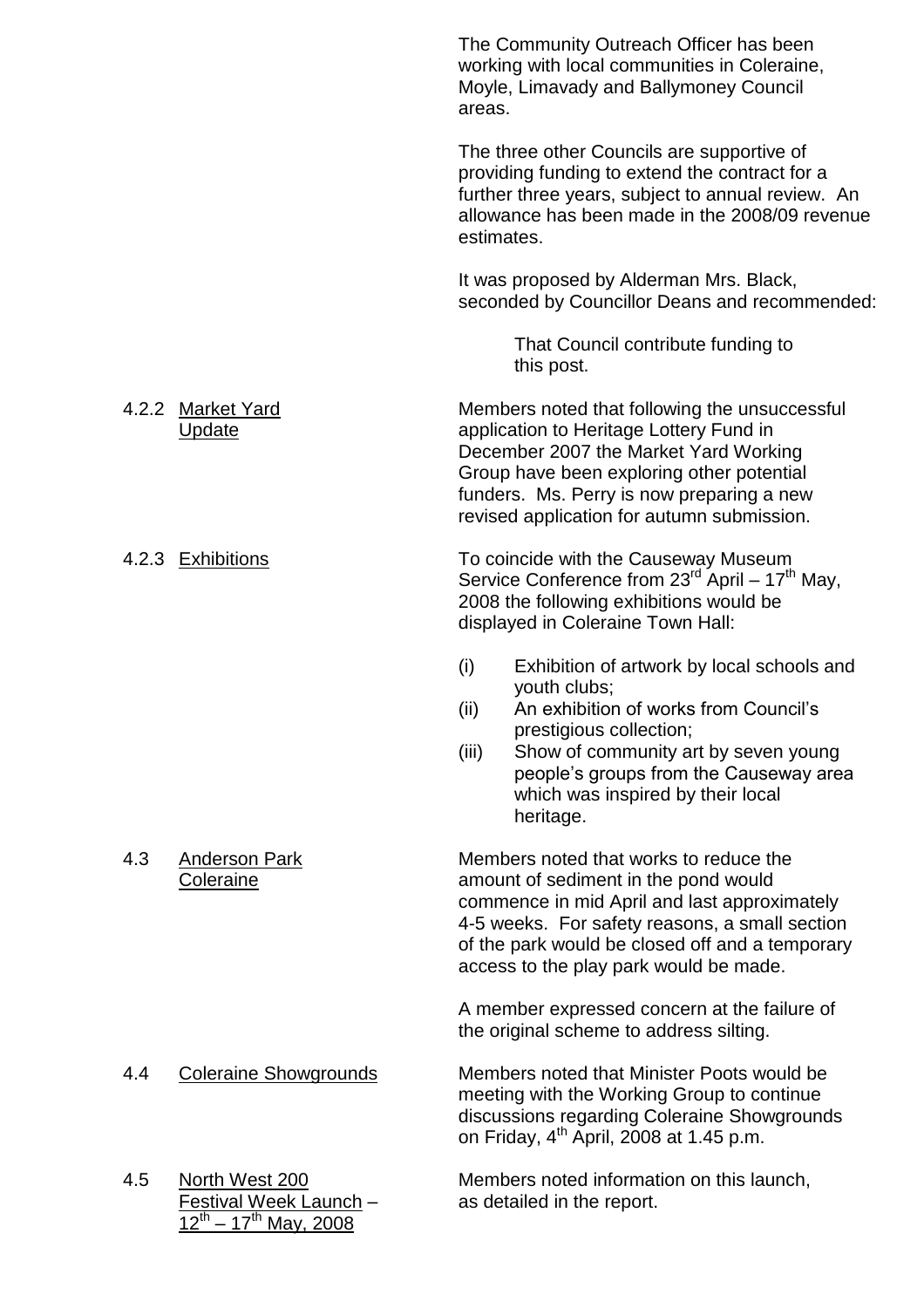The Community Outreach Officer has been working with local communities in Coleraine, Moyle, Limavady and Ballymoney Council areas.

The three other Councils are supportive of providing funding to extend the contract for a further three years, subject to annual review. An allowance has been made in the 2008/09 revenue estimates.

It was proposed by Alderman Mrs. Black, seconded by Councillor Deans and recommended:

> That Council contribute funding to this post.

4.2.2 Market Yard Update

Members noted that following the unsuccessful application to Heritage Lottery Fund in December 2007 the Market Yard Working Group have been exploring other potential funders. Ms. Perry is now preparing a new revised application for autumn submission.

4.2.3 Exhibitions

To coincide with the Causeway Museum Service Conference from 23rd April – 17th May, 2008 the following exhibitions would be displayed in Coleraine Town Hall:

(i) Exhibition of artwork by local schools and youth clubs;
(ii) An exhibition of works from Council's prestigious collection;
(iii) Show of community art by seven young people's groups from the Causeway area which was inspired by their local heritage.

4.3 Anderson Park Coleraine

Members noted that works to reduce the amount of sediment in the pond would commence in mid April and last approximately 4-5 weeks. For safety reasons, a small section of the park would be closed off and a temporary access to the play park would be made.

A member expressed concern at the failure of the original scheme to address silting.

4.4 Coleraine Showgrounds

Members noted that Minister Poots would be meeting with the Working Group to continue discussions regarding Coleraine Showgrounds on Friday, 4th April, 2008 at 1.45 p.m.

4.5 North West 200 Festival Week Launch – 12th – 17th May, 2008

Members noted information on this launch, as detailed in the report.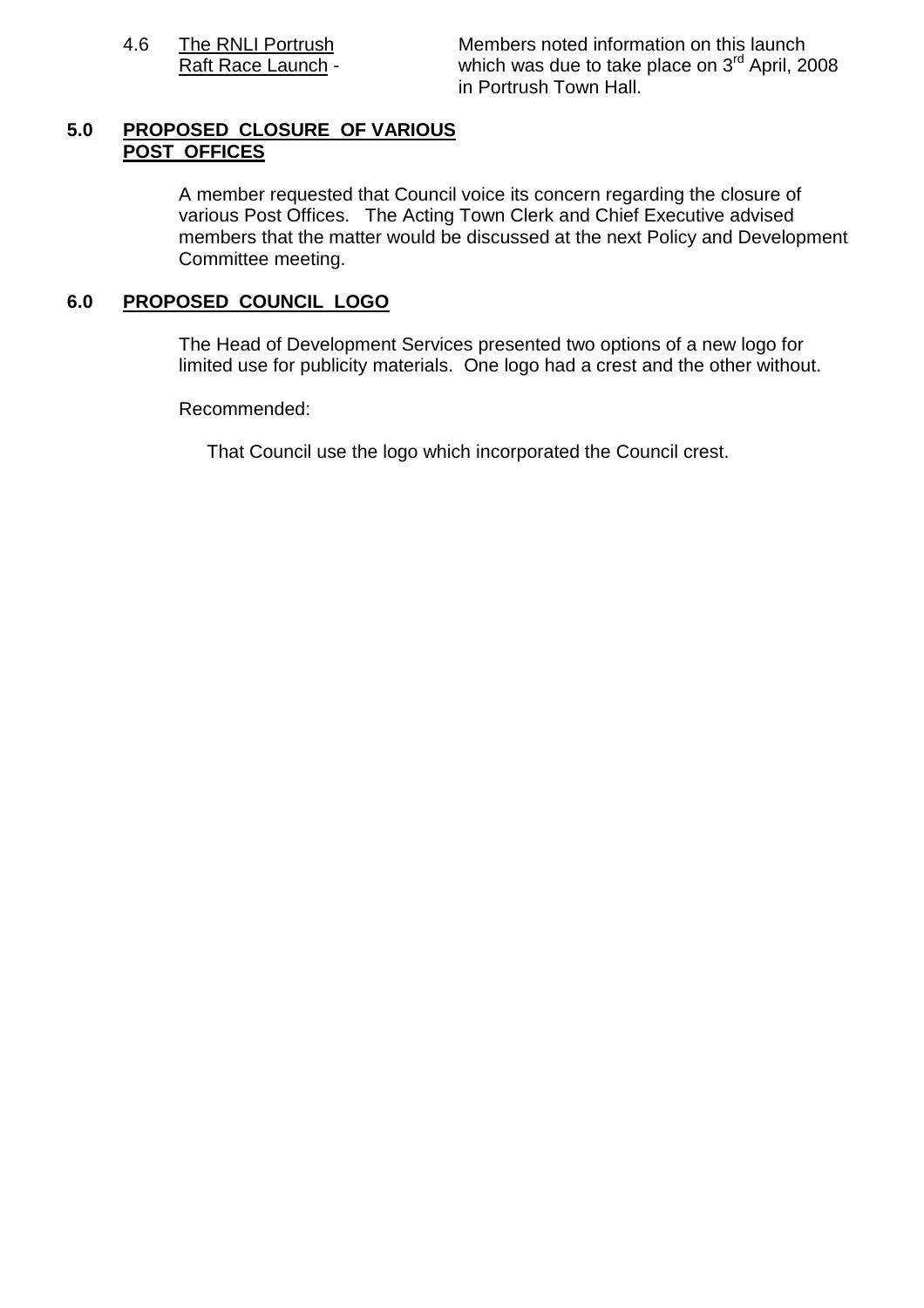4.6 <u>The RNLI Portrush Raft Race Launch</u> - Members noted information on this launch which was due to take place on 3rd April, 2008 in Portrush Town Hall.

## 5.0 PROPOSED CLOSURE OF VARIOUS POST OFFICES

A member requested that Council voice its concern regarding the closure of various Post Offices. The Acting Town Clerk and Chief Executive advised members that the matter would be discussed at the next Policy and Development Committee meeting.

## 6.0 PROPOSED COUNCIL LOGO

The Head of Development Services presented two options of a new logo for limited use for publicity materials. One logo had a crest and the other without.

Recommended:

That Council use the logo which incorporated the Council crest.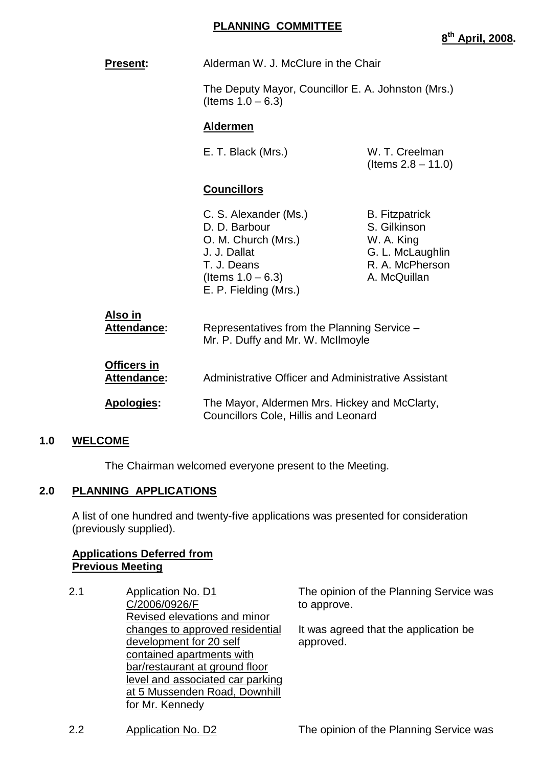## PLANNING COMMITTEE

**8th April, 2008.**

**Present:** Alderman W. J. McClure in the Chair

The Deputy Mayor, Councillor E. A. Johnston (Mrs.) (Items 1.0 – 6.3)

**Aldermen**

E. T. Black (Mrs.)
W. T. Creelman (Items 2.8 – 11.0)

**Councillors**

C. S. Alexander (Ms.)
D. D. Barbour
O. M. Church (Mrs.)
J. J. Dallat
T. J. Deans (Items 1.0 – 6.3)
E. P. Fielding (Mrs.)
B. Fitzpatrick
S. Gilkinson
W. A. King
G. L. McLaughlin
R. A. McPherson
A. McQuillan

**Also in Attendance:** Representatives from the Planning Service – Mr. P. Duffy and Mr. W. McIlmoyle

**Officers in Attendance:** Administrative Officer and Administrative Assistant

**Apologies:** The Mayor, Aldermen Mrs. Hickey and McClarty, Councillors Cole, Hillis and Leonard

### 1.0 WELCOME

The Chairman welcomed everyone present to the Meeting.

### 2.0 PLANNING APPLICATIONS

A list of one hundred and twenty-five applications was presented for consideration (previously supplied).

**Applications Deferred from Previous Meeting**

2.1 Application No. D1
C/2006/0926/F
Revised elevations and minor changes to approved residential development for 20 self contained apartments with bar/restaurant at ground floor level and associated car parking at 5 Mussenden Road, Downhill for Mr. Kennedy

The opinion of the Planning Service was to approve.

It was agreed that the application be approved.

2.2 Application No. D2

The opinion of the Planning Service was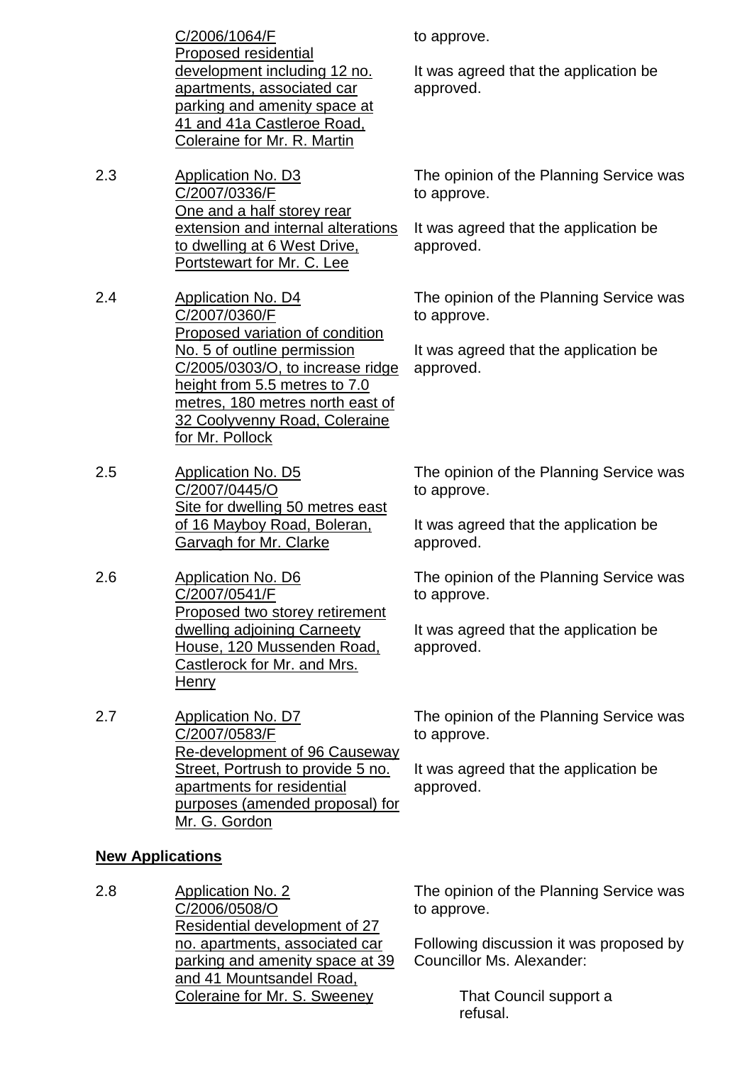C/2006/1064/F
Proposed residential development including 12 no. apartments, associated car parking and amenity space at 41 and 41a Castleroe Road, Coleraine for Mr. R. Martin

to approve.

It was agreed that the application be approved.

2.3 Application No. D3
C/2007/0336/F
One and a half storey rear extension and internal alterations to dwelling at 6 West Drive, Portstewart for Mr. C. Lee

The opinion of the Planning Service was to approve.

It was agreed that the application be approved.

2.4 Application No. D4
C/2007/0360/F
Proposed variation of condition No. 5 of outline permission C/2005/0303/O, to increase ridge height from 5.5 metres to 7.0 metres, 180 metres north east of 32 Coolyvenny Road, Coleraine for Mr. Pollock

The opinion of the Planning Service was to approve.

It was agreed that the application be approved.

2.5 Application No. D5
C/2007/0445/O
Site for dwelling 50 metres east of 16 Mayboy Road, Boleran, Garvagh for Mr. Clarke

The opinion of the Planning Service was to approve.

It was agreed that the application be approved.

2.6 Application No. D6
C/2007/0541/F
Proposed two storey retirement dwelling adjoining Carneety House, 120 Mussenden Road, Castlerock for Mr. and Mrs. Henry

The opinion of the Planning Service was to approve.

It was agreed that the application be approved.

2.7 Application No. D7
C/2007/0583/F
Re-development of 96 Causeway Street, Portrush to provide 5 no. apartments for residential purposes (amended proposal) for Mr. G. Gordon

The opinion of the Planning Service was to approve.

It was agreed that the application be approved.

**New Applications**

2.8 Application No. 2
C/2006/0508/O
Residential development of 27 no. apartments, associated car parking and amenity space at 39 and 41 Mountsandel Road, Coleraine for Mr. S. Sweeney

The opinion of the Planning Service was to approve.

Following discussion it was proposed by Councillor Ms. Alexander:

> That Council support a refusal.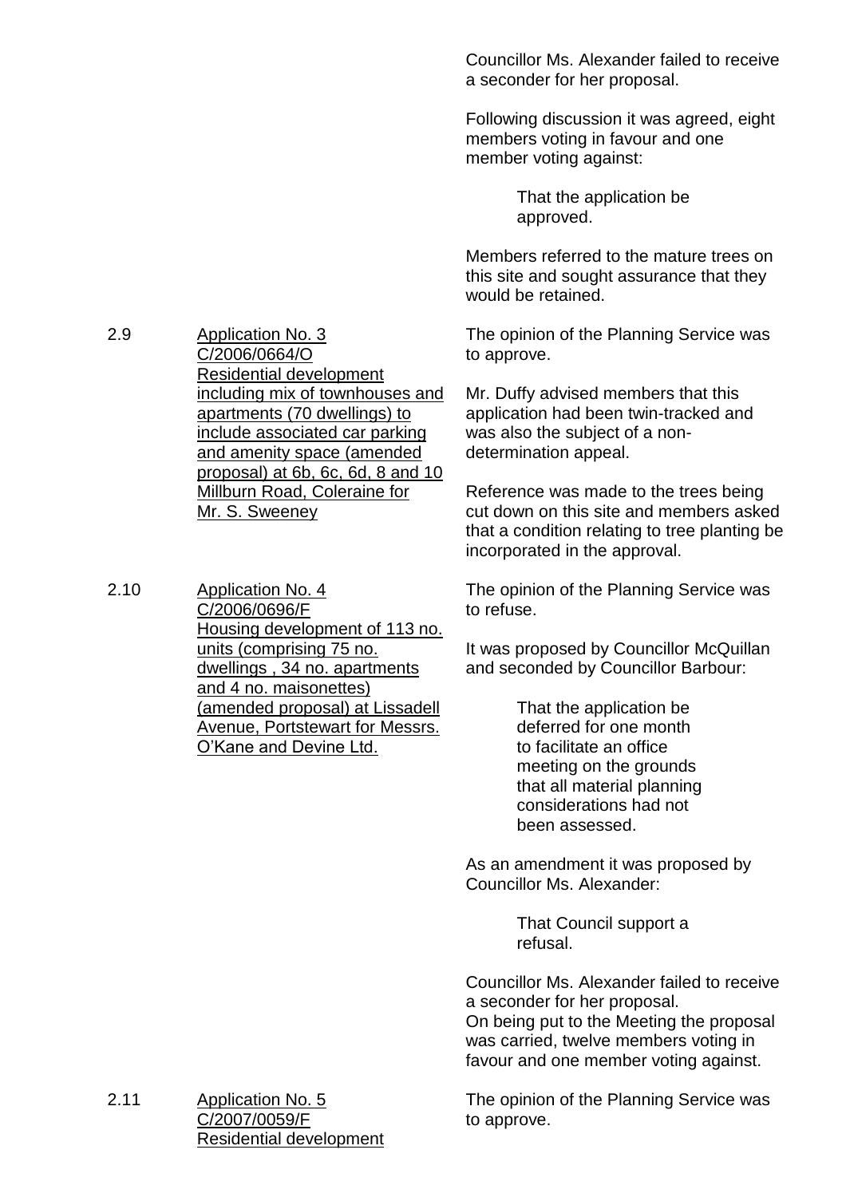Councillor Ms. Alexander failed to receive a seconder for her proposal.

Following discussion it was agreed, eight members voting in favour and one member voting against:

> That the application be approved.

Members referred to the mature trees on this site and sought assurance that they would be retained.

2.9 <u>Application No. 3 C/2006/0664/O Residential development including mix of townhouses and apartments (70 dwellings) to include associated car parking and amenity space (amended proposal) at 6b, 6c, 6d, 8 and 10 Millburn Road, Coleraine for Mr. S. Sweeney</u>

The opinion of the Planning Service was to approve.

Mr. Duffy advised members that this application had been twin-tracked and was also the subject of a non-determination appeal.

Reference was made to the trees being cut down on this site and members asked that a condition relating to tree planting be incorporated in the approval.

2.10 <u>Application No. 4 C/2006/0696/F Housing development of 113 no. units (comprising 75 no. dwellings , 34 no. apartments and 4 no. maisonettes) (amended proposal) at Lissadell Avenue, Portstewart for Messrs. O'Kane and Devine Ltd.</u>

The opinion of the Planning Service was to refuse.

It was proposed by Councillor McQuillan and seconded by Councillor Barbour:

> That the application be deferred for one month to facilitate an office meeting on the grounds that all material planning considerations had not been assessed.

As an amendment it was proposed by Councillor Ms. Alexander:

> That Council support a refusal.

Councillor Ms. Alexander failed to receive a seconder for her proposal.
On being put to the Meeting the proposal was carried, twelve members voting in favour and one member voting against.

2.11 <u>Application No. 5 C/2007/0059/F Residential development</u>

The opinion of the Planning Service was to approve.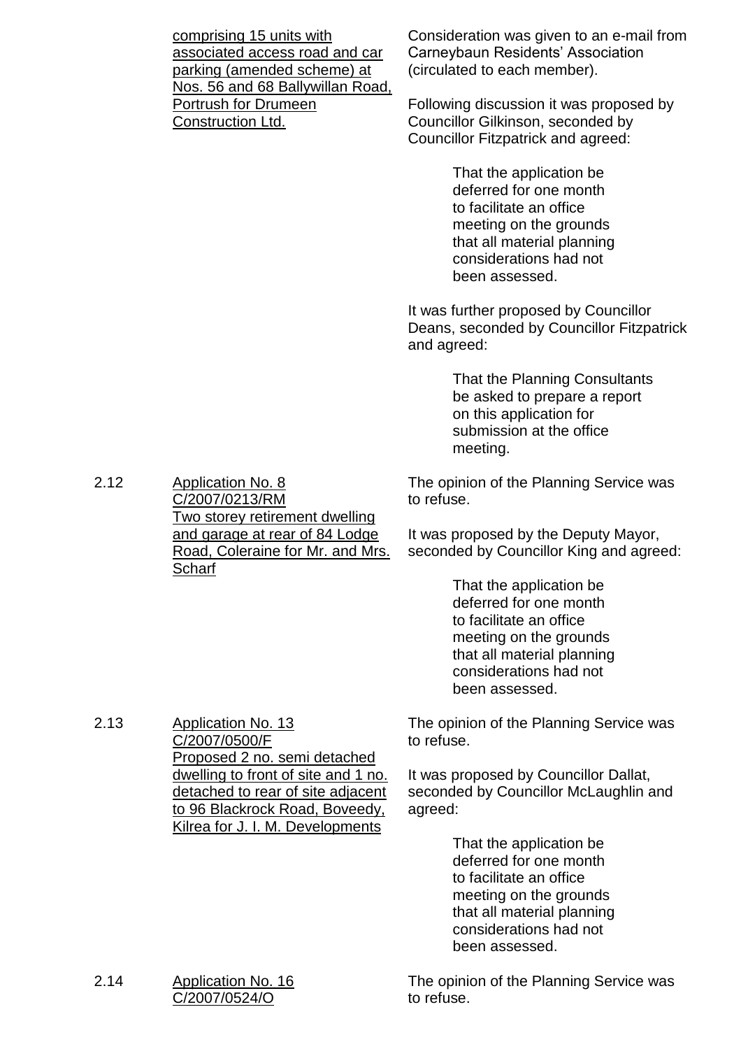comprising 15 units with associated access road and car parking (amended scheme) at Nos. 56 and 68 Ballywillan Road, Portrush for Drumeen Construction Ltd.

Consideration was given to an e-mail from Carneybaun Residents' Association (circulated to each member).

Following discussion it was proposed by Councillor Gilkinson, seconded by Councillor Fitzpatrick and agreed:

> That the application be deferred for one month to facilitate an office meeting on the grounds that all material planning considerations had not been assessed.

It was further proposed by Councillor Deans, seconded by Councillor Fitzpatrick and agreed:

> That the Planning Consultants be asked to prepare a report on this application for submission at the office meeting.

2.12 Application No. 8
C/2007/0213/RM
Two storey retirement dwelling and garage at rear of 84 Lodge Road, Coleraine for Mr. and Mrs. Scharf

The opinion of the Planning Service was to refuse.

It was proposed by the Deputy Mayor, seconded by Councillor King and agreed:

> That the application be deferred for one month to facilitate an office meeting on the grounds that all material planning considerations had not been assessed.

2.13 Application No. 13
C/2007/0500/F
Proposed 2 no. semi detached dwelling to front of site and 1 no. detached to rear of site adjacent to 96 Blackrock Road, Boveedy, Kilrea for J. I. M. Developments

The opinion of the Planning Service was to refuse.

It was proposed by Councillor Dallat, seconded by Councillor McLaughlin and agreed:

> That the application be deferred for one month to facilitate an office meeting on the grounds that all material planning considerations had not been assessed.

2.14 Application No. 16
C/2007/0524/O

The opinion of the Planning Service was to refuse.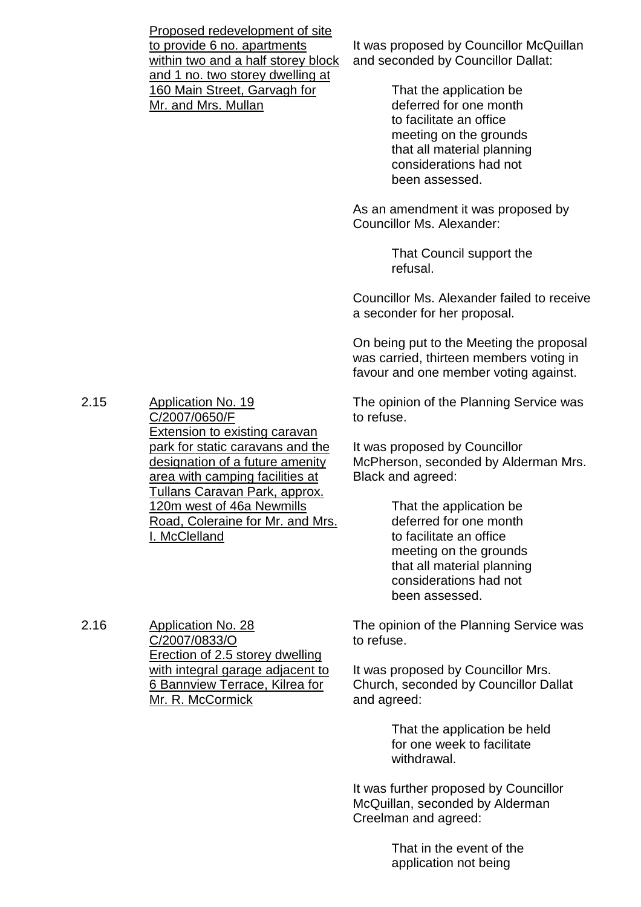Proposed redevelopment of site to provide 6 no. apartments within two and a half storey block and 1 no. two storey dwelling at 160 Main Street, Garvagh for Mr. and Mrs. Mullan

It was proposed by Councillor McQuillan and seconded by Councillor Dallat:

> That the application be deferred for one month to facilitate an office meeting on the grounds that all material planning considerations had not been assessed.

As an amendment it was proposed by Councillor Ms. Alexander:

> That Council support the refusal.

Councillor Ms. Alexander failed to receive a seconder for her proposal.

On being put to the Meeting the proposal was carried, thirteen members voting in favour and one member voting against.

2.15 Application No. 19
C/2007/0650/F
Extension to existing caravan park for static caravans and the designation of a future amenity area with camping facilities at Tullans Caravan Park, approx. 120m west of 46a Newmills Road, Coleraine for Mr. and Mrs. I. McClelland

The opinion of the Planning Service was to refuse.

It was proposed by Councillor McPherson, seconded by Alderman Mrs. Black and agreed:

> That the application be deferred for one month to facilitate an office meeting on the grounds that all material planning considerations had not been assessed.

2.16 Application No. 28
C/2007/0833/O
Erection of 2.5 storey dwelling with integral garage adjacent to 6 Bannview Terrace, Kilrea for Mr. R. McCormick

The opinion of the Planning Service was to refuse.

It was proposed by Councillor Mrs. Church, seconded by Councillor Dallat and agreed:

> That the application be held for one week to facilitate withdrawal.

It was further proposed by Councillor McQuillan, seconded by Alderman Creelman and agreed:

> That in the event of the application not being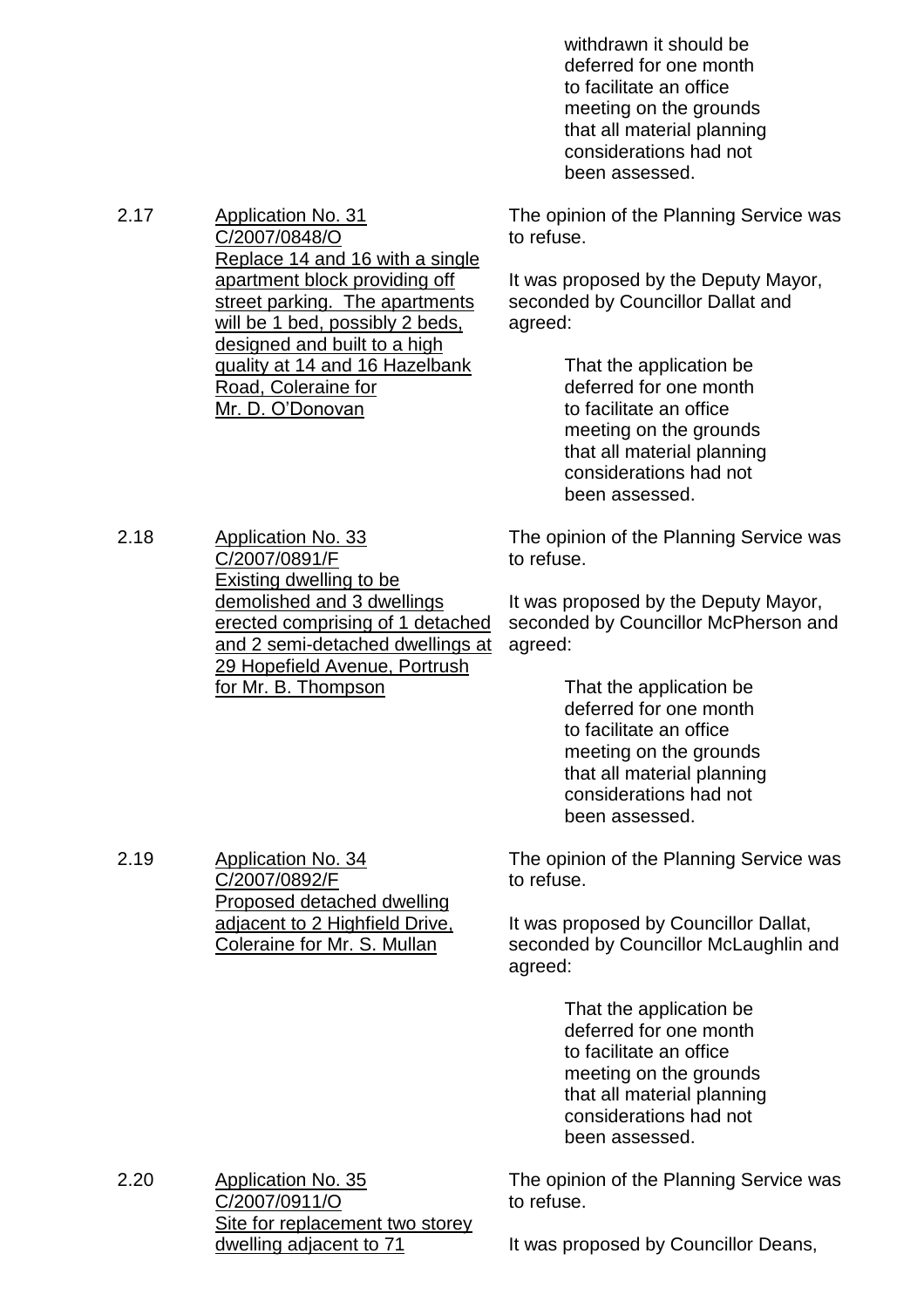withdrawn it should be deferred for one month to facilitate an office meeting on the grounds that all material planning considerations had not been assessed.

2.17 <u>Application No. 31 C/2007/0848/O Replace 14 and 16 with a single apartment block providing off street parking. The apartments will be 1 bed, possibly 2 beds, designed and built to a high quality at 14 and 16 Hazelbank Road, Coleraine for Mr. D. O'Donovan</u>

The opinion of the Planning Service was to refuse.

It was proposed by the Deputy Mayor, seconded by Councillor Dallat and agreed:

> That the application be deferred for one month to facilitate an office meeting on the grounds that all material planning considerations had not been assessed.

2.18 <u>Application No. 33 C/2007/0891/F Existing dwelling to be demolished and 3 dwellings erected comprising of 1 detached and 2 semi-detached dwellings at 29 Hopefield Avenue, Portrush for Mr. B. Thompson</u>

The opinion of the Planning Service was to refuse.

It was proposed by the Deputy Mayor, seconded by Councillor McPherson and agreed:

> That the application be deferred for one month to facilitate an office meeting on the grounds that all material planning considerations had not been assessed.

2.19 <u>Application No. 34 C/2007/0892/F Proposed detached dwelling adjacent to 2 Highfield Drive, Coleraine for Mr. S. Mullan</u>

The opinion of the Planning Service was to refuse.

It was proposed by Councillor Dallat, seconded by Councillor McLaughlin and agreed:

> That the application be deferred for one month to facilitate an office meeting on the grounds that all material planning considerations had not been assessed.

2.20 <u>Application No. 35 C/2007/0911/O Site for replacement two storey dwelling adjacent to 71</u>

The opinion of the Planning Service was to refuse.

It was proposed by Councillor Deans,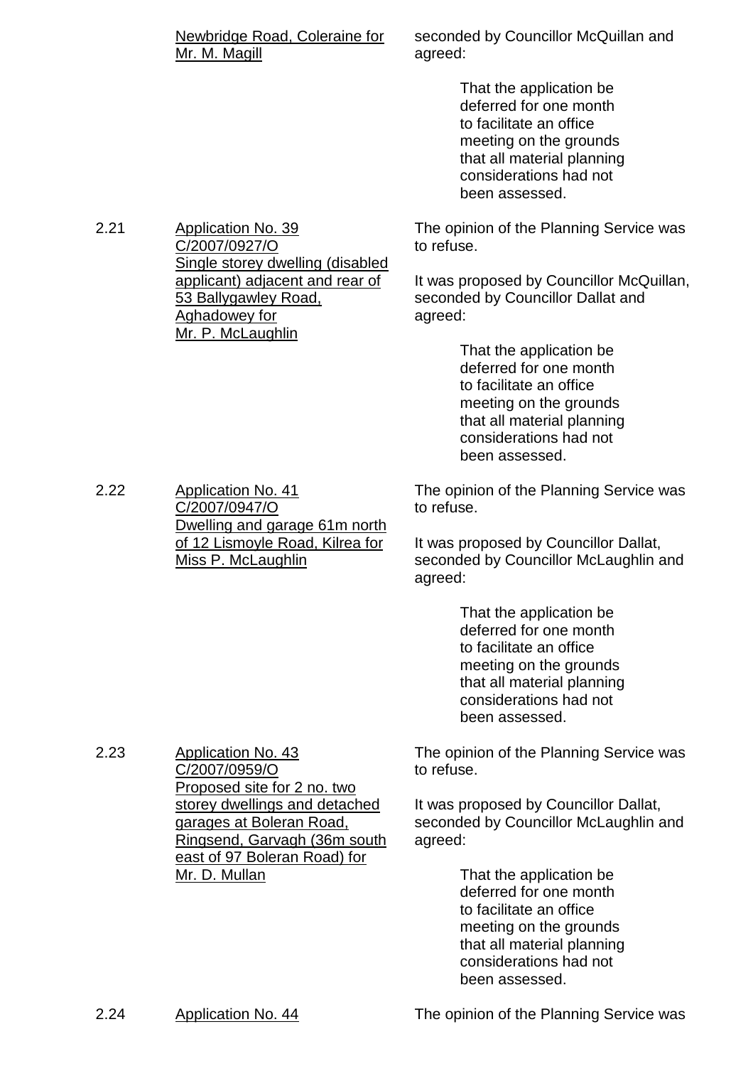| | Newbridge Road, Coleraine for Mr. M. Magill | seconded by Councillor McQuillan and agreed:<br><br>That the application be deferred for one month to facilitate an office meeting on the grounds that all material planning considerations had not been assessed. |
|---|---|---|
| 2.21 | Application No. 39 C/2007/0927/O Single storey dwelling (disabled applicant) adjacent and rear of 53 Ballygawley Road, Aghadowey for Mr. P. McLaughlin | The opinion of the Planning Service was to refuse.<br><br>It was proposed by Councillor McQuillan, seconded by Councillor Dallat and agreed:<br><br>That the application be deferred for one month to facilitate an office meeting on the grounds that all material planning considerations had not been assessed. |
| 2.22 | Application No. 41 C/2007/0947/O Dwelling and garage 61m north of 12 Lismoyle Road, Kilrea for Miss P. McLaughlin | The opinion of the Planning Service was to refuse.<br><br>It was proposed by Councillor Dallat, seconded by Councillor McLaughlin and agreed:<br><br>That the application be deferred for one month to facilitate an office meeting on the grounds that all material planning considerations had not been assessed. |
| 2.23 | Application No. 43 C/2007/0959/O Proposed site for 2 no. two storey dwellings and detached garages at Boleran Road, Ringsend, Garvagh (36m south east of 97 Boleran Road) for Mr. D. Mullan | The opinion of the Planning Service was to refuse.<br><br>It was proposed by Councillor Dallat, seconded by Councillor McLaughlin and agreed:<br><br>That the application be deferred for one month to facilitate an office meeting on the grounds that all material planning considerations had not been assessed. |
| 2.24 | Application No. 44 | The opinion of the Planning Service was |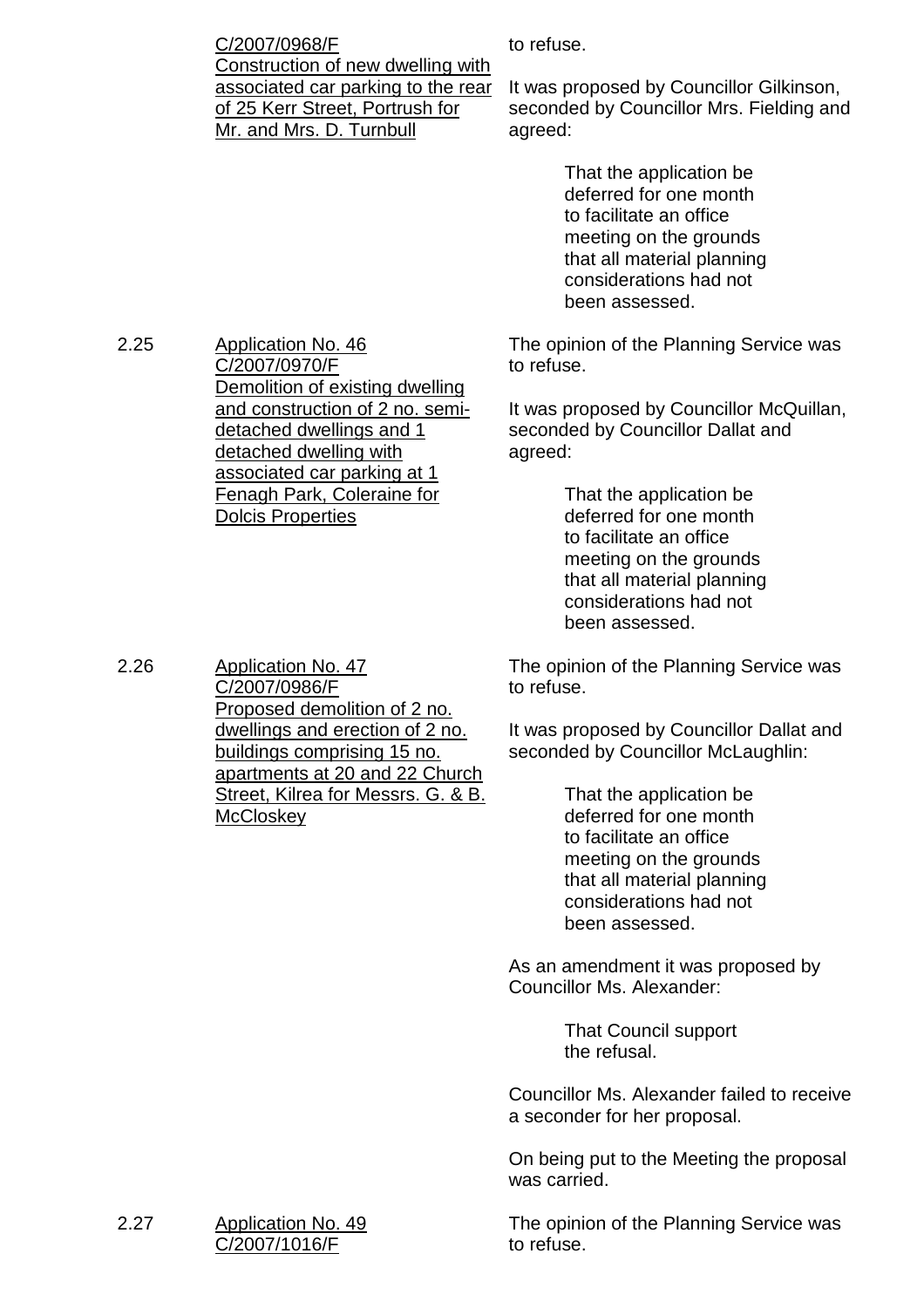C/2007/0968/F
Construction of new dwelling with associated car parking to the rear of 25 Kerr Street, Portrush for Mr. and Mrs. D. Turnbull

to refuse.

It was proposed by Councillor Gilkinson, seconded by Councillor Mrs. Fielding and agreed:

> That the application be deferred for one month to facilitate an office meeting on the grounds that all material planning considerations had not been assessed.

2.25 Application No. 46
C/2007/0970/F
Demolition of existing dwelling and construction of 2 no. semi-detached dwellings and 1 detached dwelling with associated car parking at 1 Fenagh Park, Coleraine for Dolcis Properties

The opinion of the Planning Service was to refuse.

It was proposed by Councillor McQuillan, seconded by Councillor Dallat and agreed:

> That the application be deferred for one month to facilitate an office meeting on the grounds that all material planning considerations had not been assessed.

2.26 Application No. 47
C/2007/0986/F
Proposed demolition of 2 no. dwellings and erection of 2 no. buildings comprising 15 no. apartments at 20 and 22 Church Street, Kilrea for Messrs. G. & B. McCloskey

The opinion of the Planning Service was to refuse.

It was proposed by Councillor Dallat and seconded by Councillor McLaughlin:

> That the application be deferred for one month to facilitate an office meeting on the grounds that all material planning considerations had not been assessed.

As an amendment it was proposed by Councillor Ms. Alexander:

> That Council support the refusal.

Councillor Ms. Alexander failed to receive a seconder for her proposal.

On being put to the Meeting the proposal was carried.

2.27 Application No. 49
C/2007/1016/F

The opinion of the Planning Service was to refuse.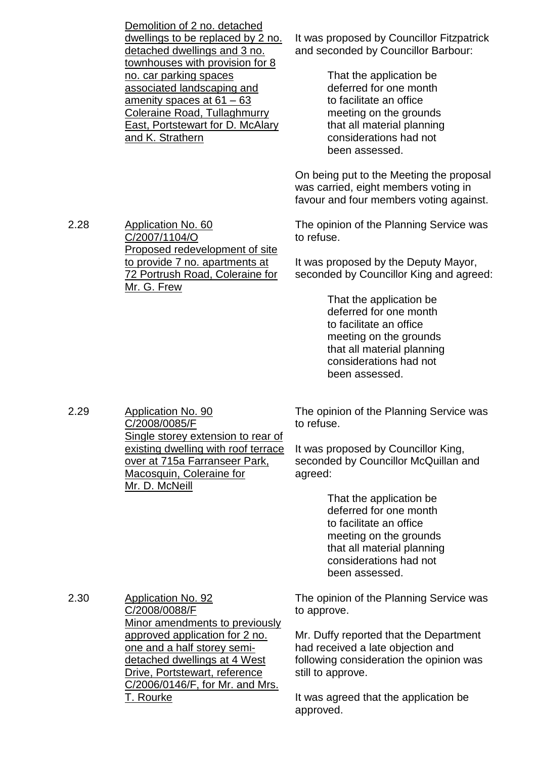<u>Demolition of 2 no. detached dwellings to be replaced by 2 no. detached dwellings and 3 no. townhouses with provision for 8 no. car parking spaces associated landscaping and amenity spaces at 61 – 63 Coleraine Road, Tullaghmurry East, Portstewart for D. McAlary and K. Strathern</u>

It was proposed by Councillor Fitzpatrick and seconded by Councillor Barbour:

> That the application be deferred for one month to facilitate an office meeting on the grounds that all material planning considerations had not been assessed.

On being put to the Meeting the proposal was carried, eight members voting in favour and four members voting against.

2.28 <u>Application No. 60 C/2007/1104/O Proposed redevelopment of site to provide 7 no. apartments at 72 Portrush Road, Coleraine for Mr. G. Frew</u>

The opinion of the Planning Service was to refuse.

It was proposed by the Deputy Mayor, seconded by Councillor King and agreed:

> That the application be deferred for one month to facilitate an office meeting on the grounds that all material planning considerations had not been assessed.

2.29 <u>Application No. 90 C/2008/0085/F Single storey extension to rear of existing dwelling with roof terrace over at 715a Farranseer Park, Macosquin, Coleraine for Mr. D. McNeill</u>

The opinion of the Planning Service was to refuse.

It was proposed by Councillor King, seconded by Councillor McQuillan and agreed:

> That the application be deferred for one month to facilitate an office meeting on the grounds that all material planning considerations had not been assessed.

2.30 <u>Application No. 92 C/2008/0088/F Minor amendments to previously approved application for 2 no. one and a half storey semi-detached dwellings at 4 West Drive, Portstewart, reference C/2006/0146/F, for Mr. and Mrs. T. Rourke</u>

The opinion of the Planning Service was to approve.

Mr. Duffy reported that the Department had received a late objection and following consideration the opinion was still to approve.

It was agreed that the application be approved.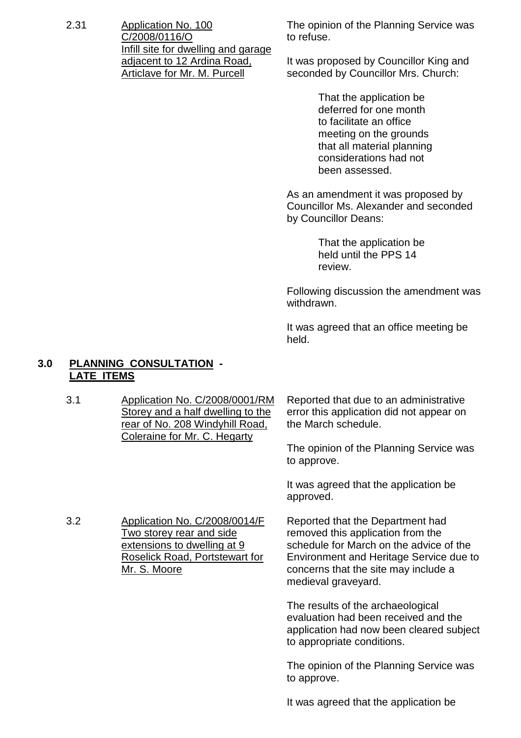2.31 <u>Application No. 100 C/2008/0116/O Infill site for dwelling and garage adjacent to 12 Ardina Road, Articlave for Mr. M. Purcell</u>

The opinion of the Planning Service was to refuse.

It was proposed by Councillor King and seconded by Councillor Mrs. Church:

> That the application be deferred for one month to facilitate an office meeting on the grounds that all material planning considerations had not been assessed.

As an amendment it was proposed by Councillor Ms. Alexander and seconded by Councillor Deans:

> That the application be held until the PPS 14 review.

Following discussion the amendment was withdrawn.

It was agreed that an office meeting be held.

## 3.0 PLANNING CONSULTATION - LATE ITEMS

3.1 <u>Application No. C/2008/0001/RM Storey and a half dwelling to the rear of No. 208 Windyhill Road, Coleraine for Mr. C. Hegarty</u>

Reported that due to an administrative error this application did not appear on the March schedule.

The opinion of the Planning Service was to approve.

It was agreed that the application be approved.

3.2 <u>Application No. C/2008/0014/F Two storey rear and side extensions to dwelling at 9 Roselick Road, Portstewart for Mr. S. Moore</u>

Reported that the Department had removed this application from the schedule for March on the advice of the Environment and Heritage Service due to concerns that the site may include a medieval graveyard.

The results of the archaeological evaluation had been received and the application had now been cleared subject to appropriate conditions.

The opinion of the Planning Service was to approve.

It was agreed that the application be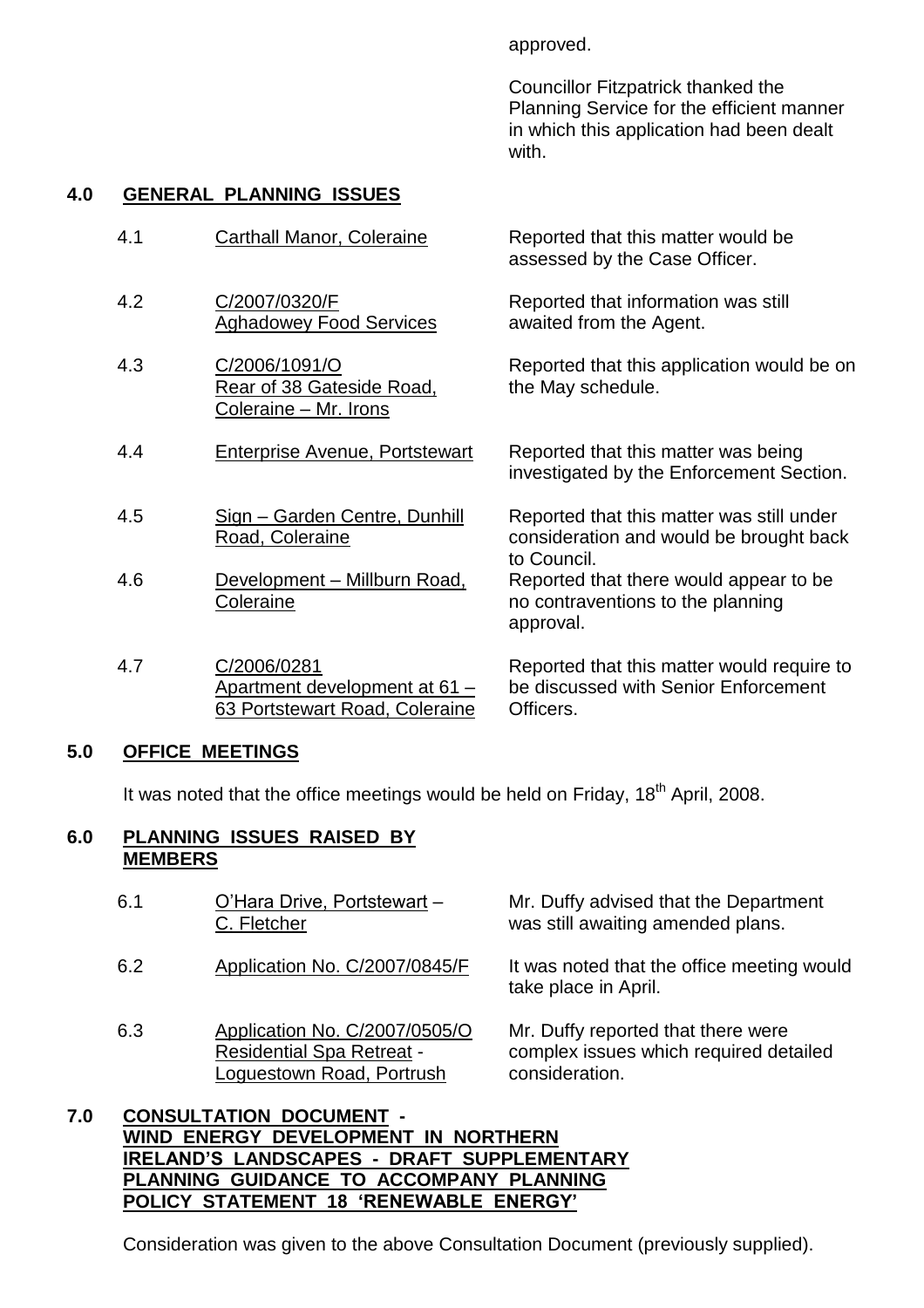approved.

Councillor Fitzpatrick thanked the Planning Service for the efficient manner in which this application had been dealt with.

## 4.0 GENERAL PLANNING ISSUES

| | | |
|---|---|---|
| 4.1 | Carthall Manor, Coleraine | Reported that this matter would be assessed by the Case Officer. |
| 4.2 | C/2007/0320/F Aghadowey Food Services | Reported that information was still awaited from the Agent. |
| 4.3 | C/2006/1091/O Rear of 38 Gateside Road, Coleraine – Mr. Irons | Reported that this application would be on the May schedule. |
| 4.4 | Enterprise Avenue, Portstewart | Reported that this matter was being investigated by the Enforcement Section. |
| 4.5 | Sign – Garden Centre, Dunhill Road, Coleraine | Reported that this matter was still under consideration and would be brought back to Council. |
| 4.6 | Development – Millburn Road, Coleraine | Reported that there would appear to be no contraventions to the planning approval. |
| 4.7 | C/2006/0281 Apartment development at 61 – 63 Portstewart Road, Coleraine | Reported that this matter would require to be discussed with Senior Enforcement Officers. |

## 5.0 OFFICE MEETINGS

It was noted that the office meetings would be held on Friday, 18th April, 2008.

## 6.0 PLANNING ISSUES RAISED BY MEMBERS

| | | |
|---|---|---|
| 6.1 | O'Hara Drive, Portstewart – C. Fletcher | Mr. Duffy advised that the Department was still awaiting amended plans. |
| 6.2 | Application No. C/2007/0845/F | It was noted that the office meeting would take place in April. |
| 6.3 | Application No. C/2007/0505/O Residential Spa Retreat - Loguestown Road, Portrush | Mr. Duffy reported that there were complex issues which required detailed consideration. |

## 7.0 CONSULTATION DOCUMENT - WIND ENERGY DEVELOPMENT IN NORTHERN IRELAND'S LANDSCAPES - DRAFT SUPPLEMENTARY PLANNING GUIDANCE TO ACCOMPANY PLANNING POLICY STATEMENT 18 'RENEWABLE ENERGY'

Consideration was given to the above Consultation Document (previously supplied).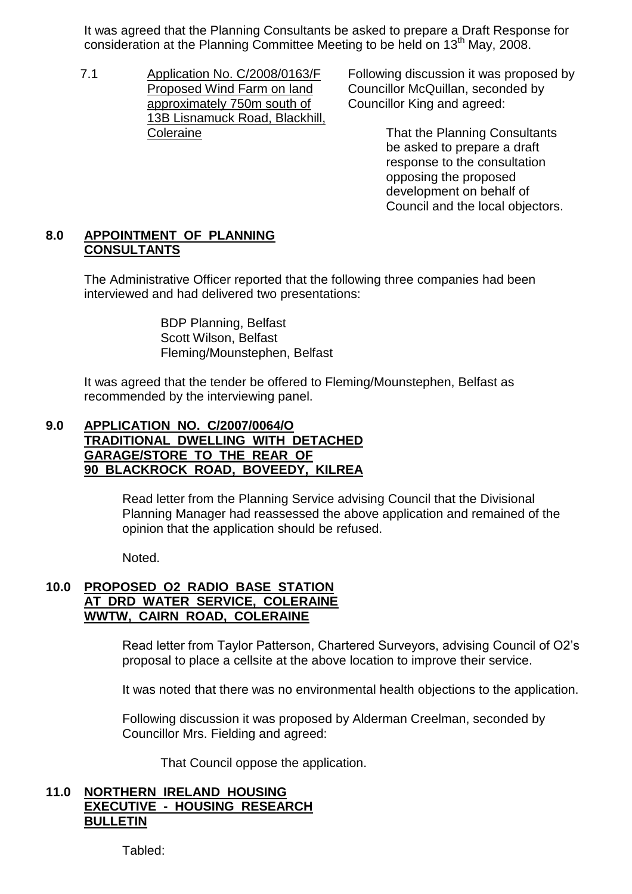It was agreed that the Planning Consultants be asked to prepare a Draft Response for consideration at the Planning Committee Meeting to be held on 13th May, 2008.

7.1 Application No. C/2008/0163/F Proposed Wind Farm on land approximately 750m south of 13B Lisnamuck Road, Blackhill, Coleraine

Following discussion it was proposed by Councillor McQuillan, seconded by Councillor King and agreed:

> That the Planning Consultants be asked to prepare a draft response to the consultation opposing the proposed development on behalf of Council and the local objectors.

## 8.0 APPOINTMENT OF PLANNING CONSULTANTS

The Administrative Officer reported that the following three companies had been interviewed and had delivered two presentations:

> BDP Planning, Belfast
> Scott Wilson, Belfast
> Fleming/Mounstephen, Belfast

It was agreed that the tender be offered to Fleming/Mounstephen, Belfast as recommended by the interviewing panel.

## 9.0 APPLICATION NO. C/2007/0064/O TRADITIONAL DWELLING WITH DETACHED GARAGE/STORE TO THE REAR OF 90 BLACKROCK ROAD, BOVEEDY, KILREA

Read letter from the Planning Service advising Council that the Divisional Planning Manager had reassessed the above application and remained of the opinion that the application should be refused.

Noted.

## 10.0 PROPOSED O2 RADIO BASE STATION AT DRD WATER SERVICE, COLERAINE WWTW, CAIRN ROAD, COLERAINE

Read letter from Taylor Patterson, Chartered Surveyors, advising Council of O2's proposal to place a cellsite at the above location to improve their service.

It was noted that there was no environmental health objections to the application.

Following discussion it was proposed by Alderman Creelman, seconded by Councillor Mrs. Fielding and agreed:

> That Council oppose the application.

## 11.0 NORTHERN IRELAND HOUSING EXECUTIVE - HOUSING RESEARCH BULLETIN

Tabled: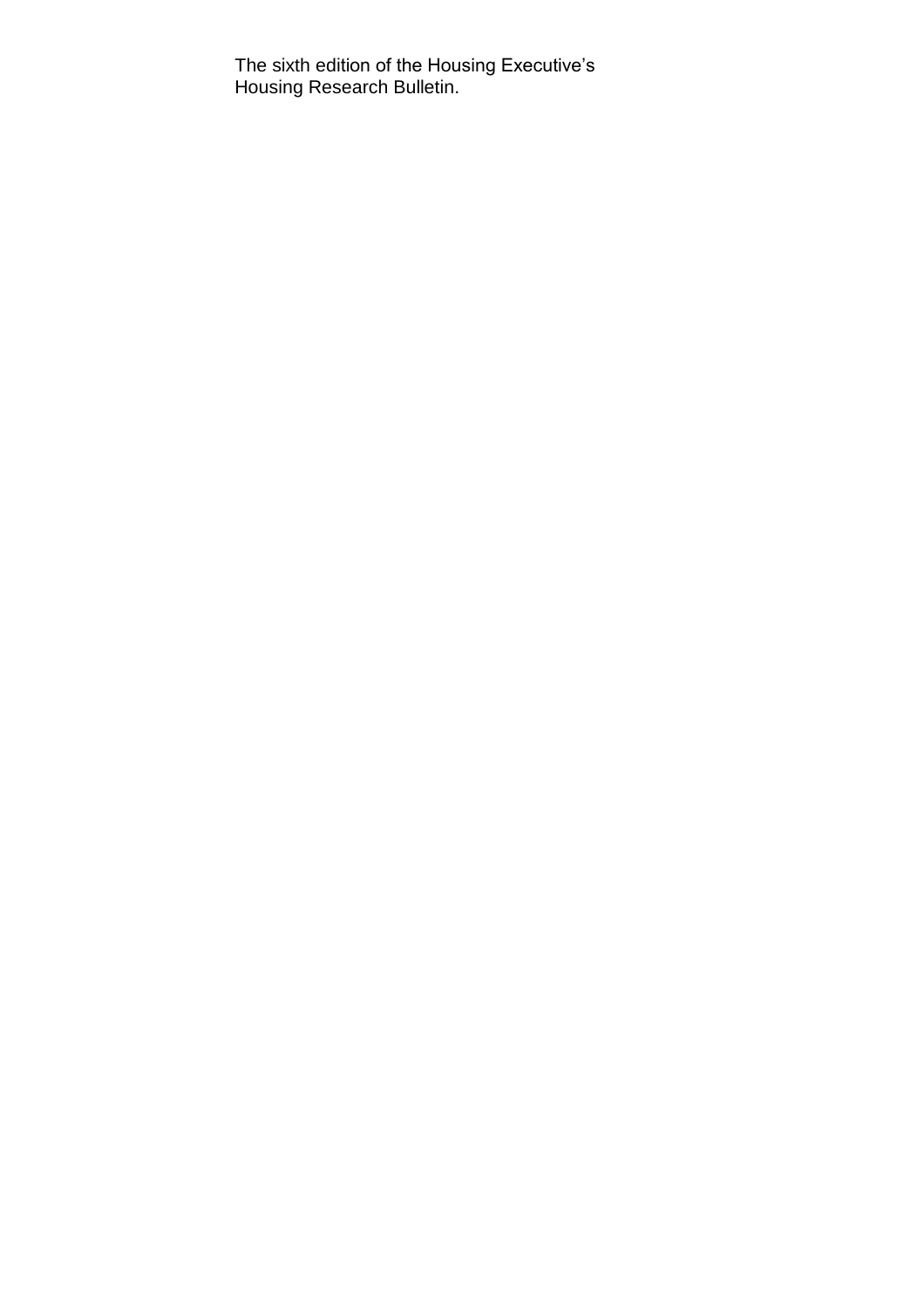The sixth edition of the Housing Executive's Housing Research Bulletin.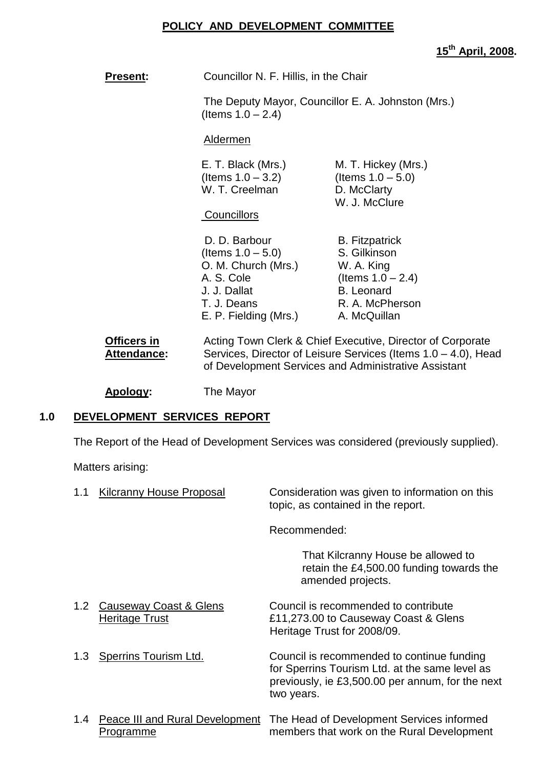# POLICY AND DEVELOPMENT COMMITTEE

**15th April, 2008.**

**Present:** Councillor N. F. Hillis, in the Chair

The Deputy Mayor, Councillor E. A. Johnston (Mrs.) (Items 1.0 – 2.4)

Aldermen

E. T. Black (Mrs.) (Items 1.0 – 3.2)
W. T. Creelman
M. T. Hickey (Mrs.) (Items 1.0 – 5.0)
D. McClarty
W. J. McClure

Councillors

D. D. Barbour (Items 1.0 – 5.0)
O. M. Church (Mrs.)
A. S. Cole
J. J. Dallat
T. J. Deans
E. P. Fielding (Mrs.)
B. Fitzpatrick
S. Gilkinson
W. A. King (Items 1.0 – 2.4)
B. Leonard
R. A. McPherson
A. McQuillan

**Officers in Attendance:** Acting Town Clerk & Chief Executive, Director of Corporate Services, Director of Leisure Services (Items 1.0 – 4.0), Head of Development Services and Administrative Assistant

**Apology:** The Mayor

## 1.0 DEVELOPMENT SERVICES REPORT

The Report of the Head of Development Services was considered (previously supplied).

Matters arising:

1.1 Kilcranny House Proposal

Consideration was given to information on this topic, as contained in the report.

Recommended:

That Kilcranny House be allowed to retain the £4,500.00 funding towards the amended projects.

1.2 Causeway Coast & Glens Heritage Trust

Council is recommended to contribute £11,273.00 to Causeway Coast & Glens Heritage Trust for 2008/09.

1.3 Sperrins Tourism Ltd.

Council is recommended to continue funding for Sperrins Tourism Ltd. at the same level as previously, ie £3,500.00 per annum, for the next two years.

1.4 Peace III and Rural Development Programme

The Head of Development Services informed members that work on the Rural Development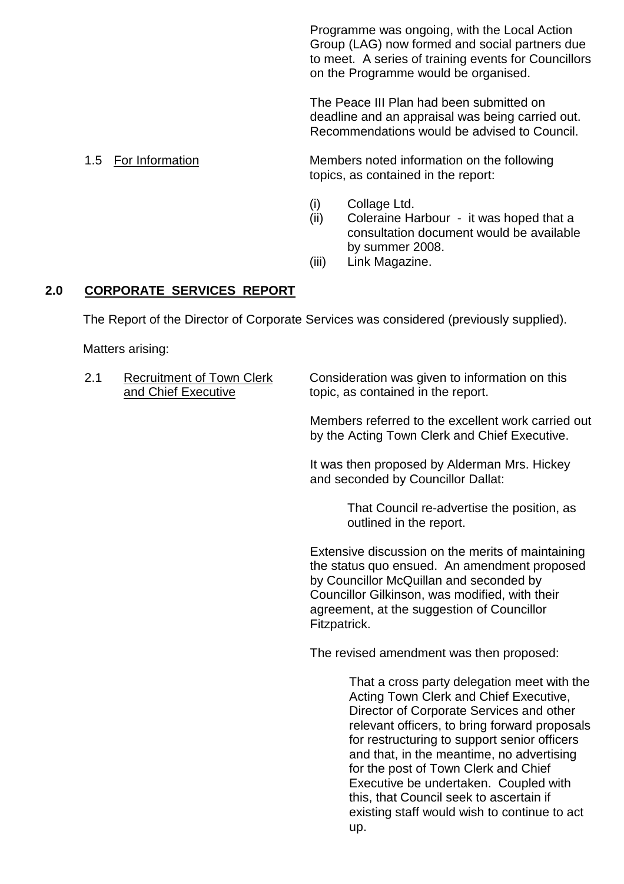Programme was ongoing, with the Local Action Group (LAG) now formed and social partners due to meet. A series of training events for Councillors on the Programme would be organised.

The Peace III Plan had been submitted on deadline and an appraisal was being carried out. Recommendations would be advised to Council.

1.5 For Information

Members noted information on the following topics, as contained in the report:

(i) Collage Ltd.
(ii) Coleraine Harbour - it was hoped that a consultation document would be available by summer 2008.
(iii) Link Magazine.

## 2.0 CORPORATE SERVICES REPORT

The Report of the Director of Corporate Services was considered (previously supplied).

Matters arising:

2.1 Recruitment of Town Clerk and Chief Executive

Consideration was given to information on this topic, as contained in the report.

Members referred to the excellent work carried out by the Acting Town Clerk and Chief Executive.

It was then proposed by Alderman Mrs. Hickey and seconded by Councillor Dallat:

> That Council re-advertise the position, as outlined in the report.

Extensive discussion on the merits of maintaining the status quo ensued. An amendment proposed by Councillor McQuillan and seconded by Councillor Gilkinson, was modified, with their agreement, at the suggestion of Councillor Fitzpatrick.

The revised amendment was then proposed:

> That a cross party delegation meet with the Acting Town Clerk and Chief Executive, Director of Corporate Services and other relevant officers, to bring forward proposals for restructuring to support senior officers and that, in the meantime, no advertising for the post of Town Clerk and Chief Executive be undertaken. Coupled with this, that Council seek to ascertain if existing staff would wish to continue to act up.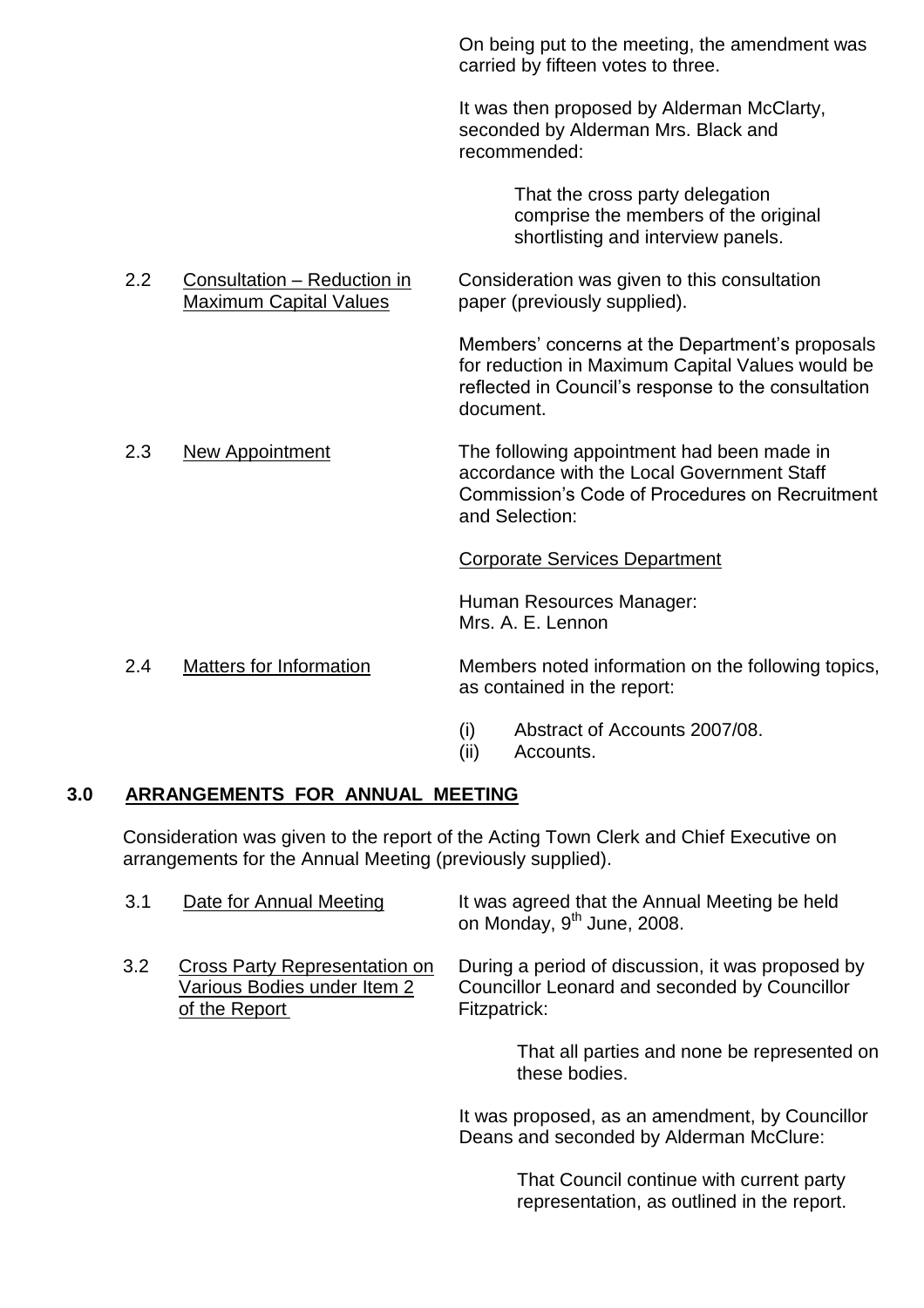On being put to the meeting, the amendment was carried by fifteen votes to three.

It was then proposed by Alderman McClarty, seconded by Alderman Mrs. Black and recommended:

> That the cross party delegation comprise the members of the original shortlisting and interview panels.

2.2 Consultation – Reduction in Maximum Capital Values

Consideration was given to this consultation paper (previously supplied).

Members' concerns at the Department's proposals for reduction in Maximum Capital Values would be reflected in Council's response to the consultation document.

2.3 New Appointment

The following appointment had been made in accordance with the Local Government Staff Commission's Code of Procedures on Recruitment and Selection:

Corporate Services Department

Human Resources Manager:
Mrs. A. E. Lennon

2.4 Matters for Information

Members noted information on the following topics, as contained in the report:

(i) Abstract of Accounts 2007/08.
(ii) Accounts.

## 3.0 ARRANGEMENTS FOR ANNUAL MEETING

Consideration was given to the report of the Acting Town Clerk and Chief Executive on arrangements for the Annual Meeting (previously supplied).

3.1 Date for Annual Meeting

It was agreed that the Annual Meeting be held on Monday, 9th June, 2008.

3.2 Cross Party Representation on Various Bodies under Item 2 of the Report

During a period of discussion, it was proposed by Councillor Leonard and seconded by Councillor Fitzpatrick:

> That all parties and none be represented on these bodies.

It was proposed, as an amendment, by Councillor Deans and seconded by Alderman McClure:

> That Council continue with current party representation, as outlined in the report.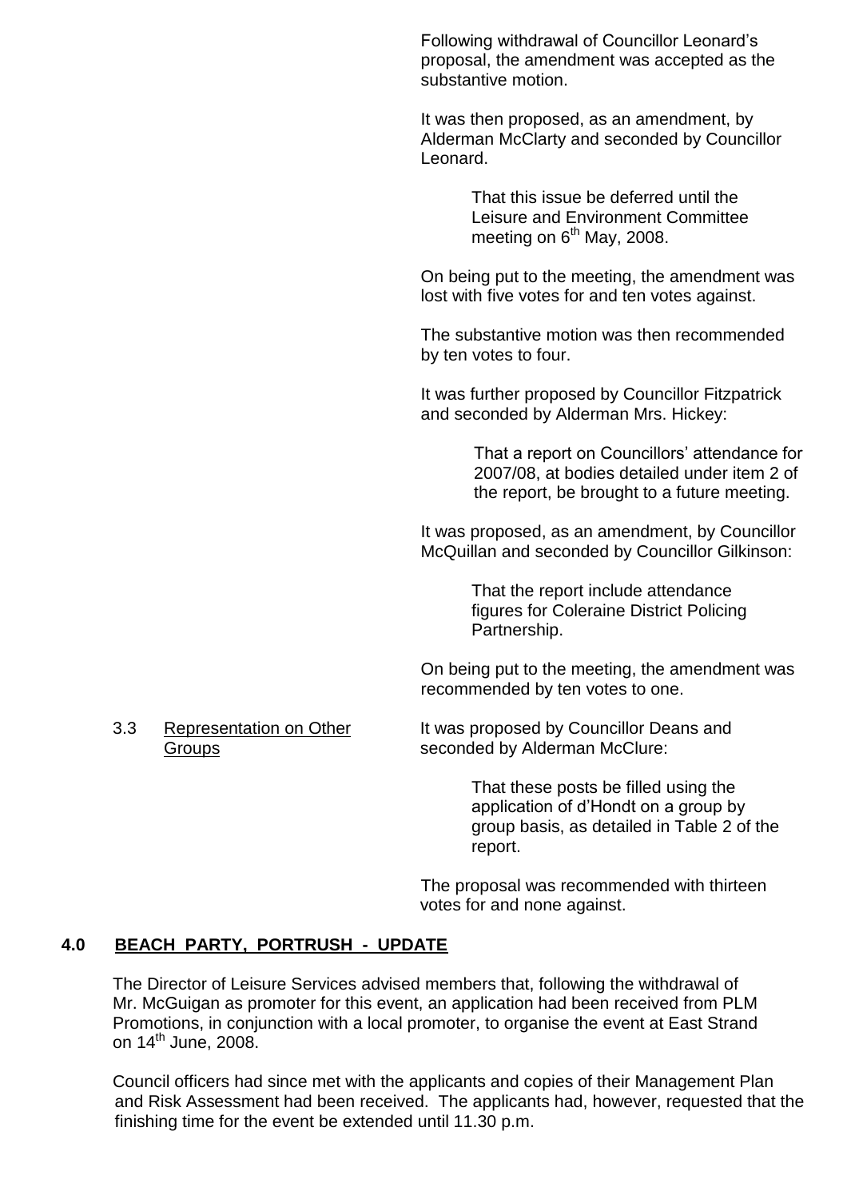Following withdrawal of Councillor Leonard's proposal, the amendment was accepted as the substantive motion.

It was then proposed, as an amendment, by Alderman McClarty and seconded by Councillor Leonard.

> That this issue be deferred until the Leisure and Environment Committee meeting on 6th May, 2008.

On being put to the meeting, the amendment was lost with five votes for and ten votes against.

The substantive motion was then recommended by ten votes to four.

It was further proposed by Councillor Fitzpatrick and seconded by Alderman Mrs. Hickey:

> That a report on Councillors' attendance for 2007/08, at bodies detailed under item 2 of the report, be brought to a future meeting.

It was proposed, as an amendment, by Councillor McQuillan and seconded by Councillor Gilkinson:

> That the report include attendance figures for Coleraine District Policing Partnership.

On being put to the meeting, the amendment was recommended by ten votes to one.

3.3 Representation on Other Groups

It was proposed by Councillor Deans and seconded by Alderman McClure:

> That these posts be filled using the application of d'Hondt on a group by group basis, as detailed in Table 2 of the report.

The proposal was recommended with thirteen votes for and none against.

## 4.0 BEACH PARTY, PORTRUSH - UPDATE

The Director of Leisure Services advised members that, following the withdrawal of Mr. McGuigan as promoter for this event, an application had been received from PLM Promotions, in conjunction with a local promoter, to organise the event at East Strand on 14th June, 2008.

Council officers had since met with the applicants and copies of their Management Plan and Risk Assessment had been received. The applicants had, however, requested that the finishing time for the event be extended until 11.30 p.m.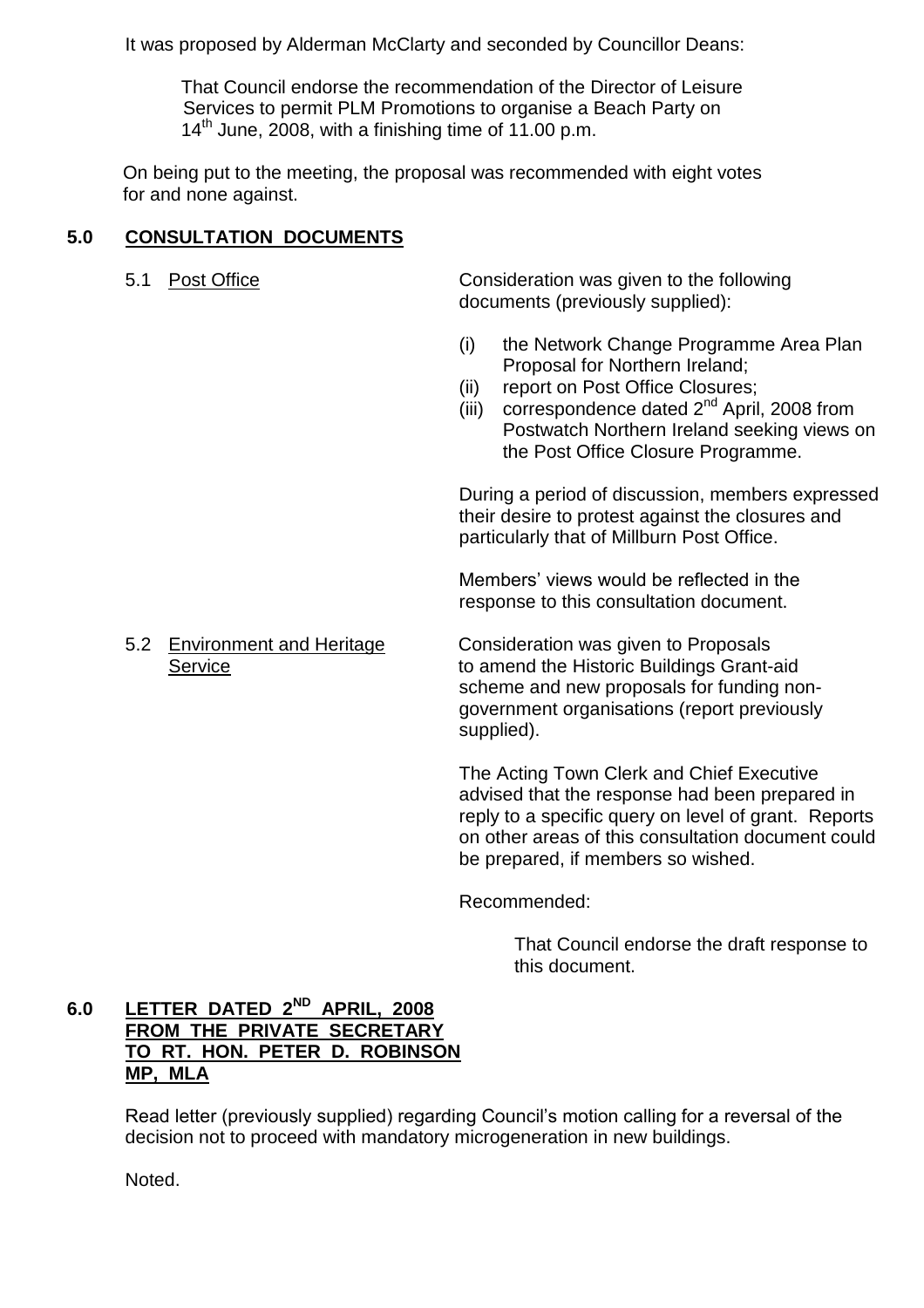It was proposed by Alderman McClarty and seconded by Councillor Deans:

> That Council endorse the recommendation of the Director of Leisure Services to permit PLM Promotions to organise a Beach Party on 14th June, 2008, with a finishing time of 11.00 p.m.

On being put to the meeting, the proposal was recommended with eight votes for and none against.

## 5.0 CONSULTATION DOCUMENTS

5.1 Post Office

Consideration was given to the following documents (previously supplied):

(i) the Network Change Programme Area Plan Proposal for Northern Ireland;
(ii) report on Post Office Closures;
(iii) correspondence dated 2nd April, 2008 from Postwatch Northern Ireland seeking views on the Post Office Closure Programme.

During a period of discussion, members expressed their desire to protest against the closures and particularly that of Millburn Post Office.

Members' views would be reflected in the response to this consultation document.

5.2 Environment and Heritage Service

Consideration was given to Proposals to amend the Historic Buildings Grant-aid scheme and new proposals for funding non-government organisations (report previously supplied).

The Acting Town Clerk and Chief Executive advised that the response had been prepared in reply to a specific query on level of grant. Reports on other areas of this consultation document could be prepared, if members so wished.

Recommended:

> That Council endorse the draft response to this document.

## 6.0 LETTER DATED 2ND APRIL, 2008 FROM THE PRIVATE SECRETARY TO RT. HON. PETER D. ROBINSON MP, MLA

Read letter (previously supplied) regarding Council's motion calling for a reversal of the decision not to proceed with mandatory microgeneration in new buildings.

Noted.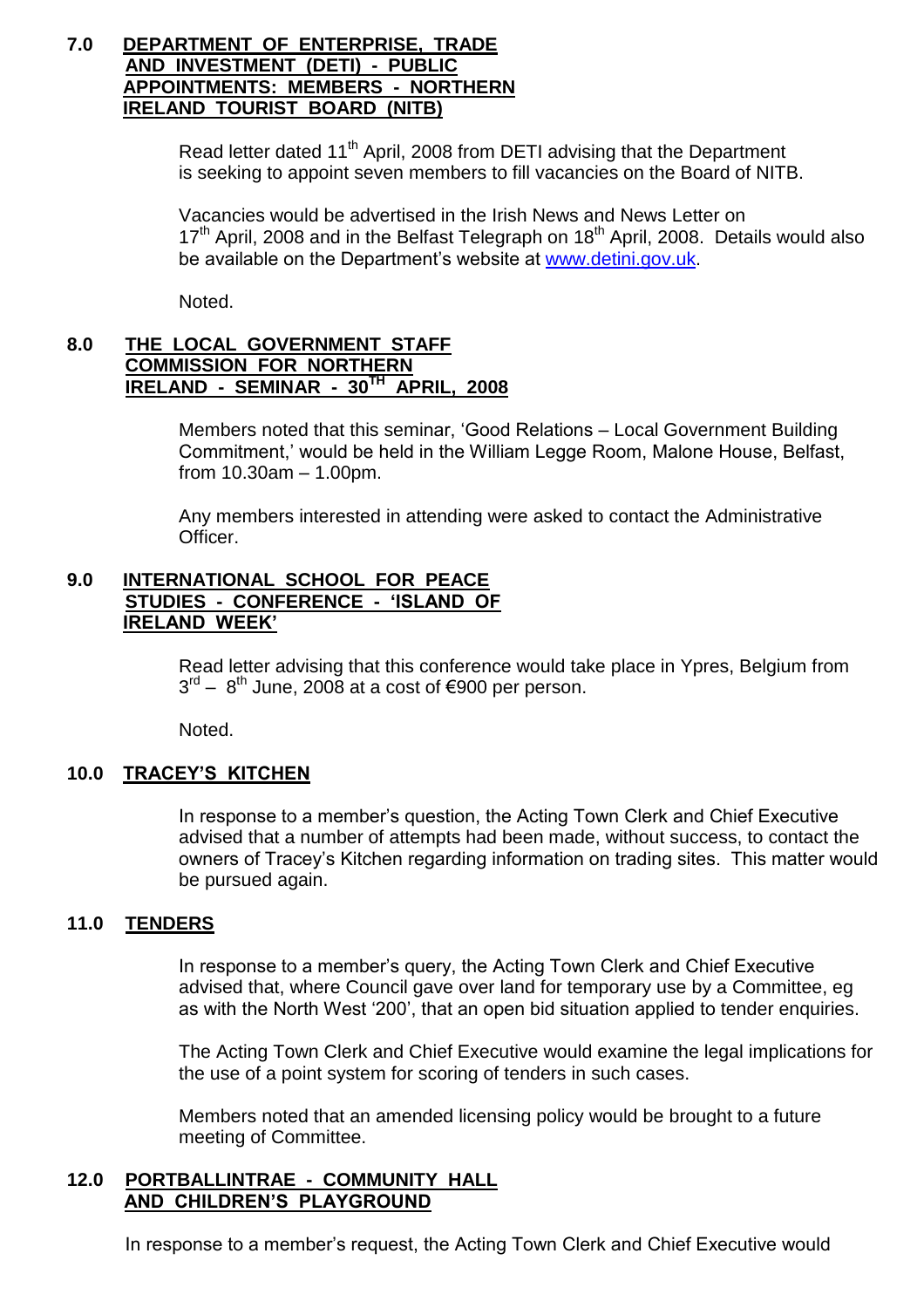**7.0 DEPARTMENT OF ENTERPRISE, TRADE AND INVESTMENT (DETI) - PUBLIC APPOINTMENTS: MEMBERS - NORTHERN IRELAND TOURIST BOARD (NITB)**

Read letter dated 11th April, 2008 from DETI advising that the Department is seeking to appoint seven members to fill vacancies on the Board of NITB.

Vacancies would be advertised in the Irish News and News Letter on 17th April, 2008 and in the Belfast Telegraph on 18th April, 2008. Details would also be available on the Department's website at www.detini.gov.uk.

Noted.

**8.0 THE LOCAL GOVERNMENT STAFF COMMISSION FOR NORTHERN IRELAND - SEMINAR - 30TH APRIL, 2008**

Members noted that this seminar, 'Good Relations – Local Government Building Commitment,' would be held in the William Legge Room, Malone House, Belfast, from 10.30am – 1.00pm.

Any members interested in attending were asked to contact the Administrative Officer.

**9.0 INTERNATIONAL SCHOOL FOR PEACE STUDIES - CONFERENCE - 'ISLAND OF IRELAND WEEK'**

Read letter advising that this conference would take place in Ypres, Belgium from 3rd – 8th June, 2008 at a cost of €900 per person.

Noted.

**10.0 TRACEY'S KITCHEN**

In response to a member's question, the Acting Town Clerk and Chief Executive advised that a number of attempts had been made, without success, to contact the owners of Tracey's Kitchen regarding information on trading sites. This matter would be pursued again.

**11.0 TENDERS**

In response to a member's query, the Acting Town Clerk and Chief Executive advised that, where Council gave over land for temporary use by a Committee, eg as with the North West '200', that an open bid situation applied to tender enquiries.

The Acting Town Clerk and Chief Executive would examine the legal implications for the use of a point system for scoring of tenders in such cases.

Members noted that an amended licensing policy would be brought to a future meeting of Committee.

**12.0 PORTBALLINTRAE - COMMUNITY HALL AND CHILDREN'S PLAYGROUND**

In response to a member's request, the Acting Town Clerk and Chief Executive would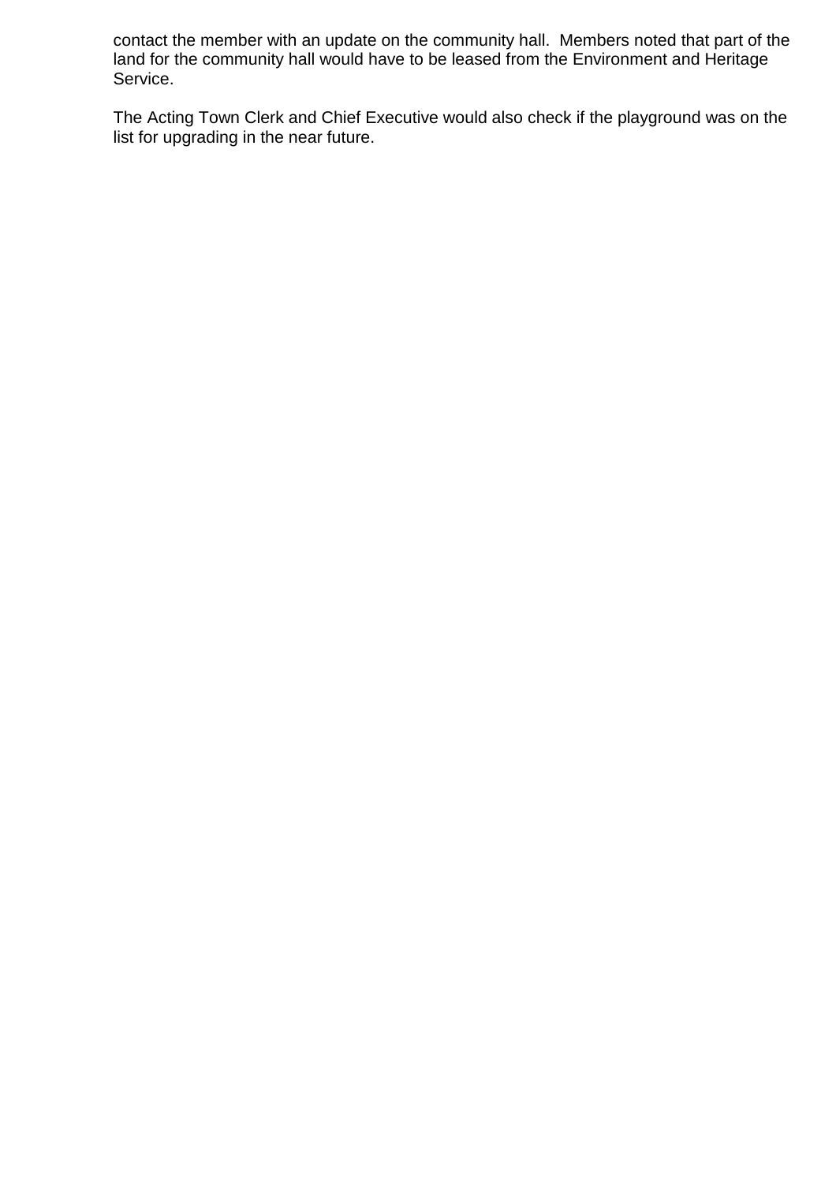contact the member with an update on the community hall.  Members noted that part of the land for the community hall would have to be leased from the Environment and Heritage Service.

The Acting Town Clerk and Chief Executive would also check if the playground was on the list for upgrading in the near future.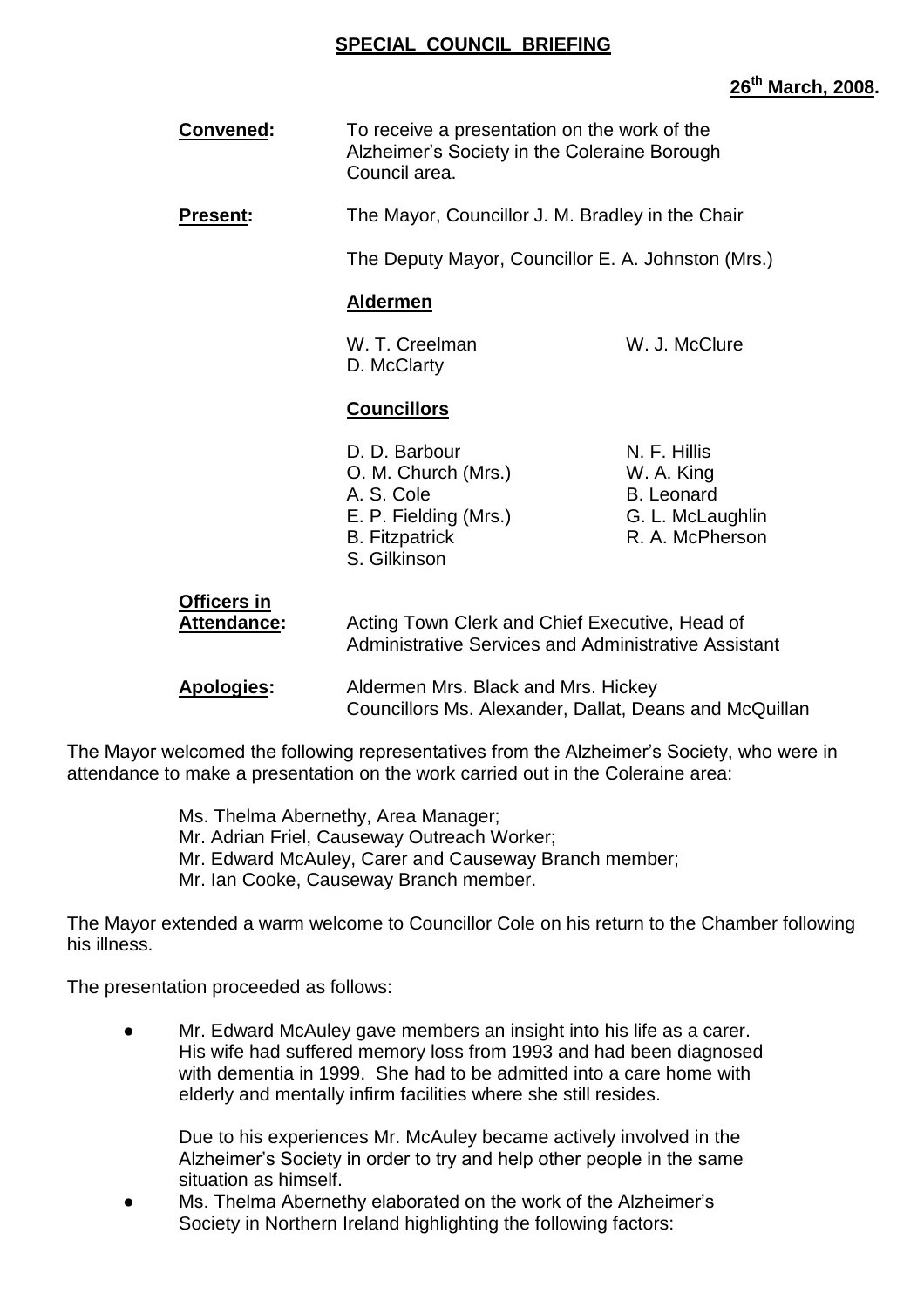**SPECIAL COUNCIL BRIEFING**

**26th March, 2008.**

**Convened:** To receive a presentation on the work of the Alzheimer's Society in the Coleraine Borough Council area.

**Present:** The Mayor, Councillor J. M. Bradley in the Chair

The Deputy Mayor, Councillor E. A. Johnston (Mrs.)

**Aldermen**

W. T. Creelman
W. J. McClure
D. McClarty

**Councillors**

D. D. Barbour
N. F. Hillis
O. M. Church (Mrs.)
W. A. King
A. S. Cole
B. Leonard
E. P. Fielding (Mrs.)
G. L. McLaughlin
B. Fitzpatrick
R. A. McPherson
S. Gilkinson

**Officers in Attendance:** Acting Town Clerk and Chief Executive, Head of Administrative Services and Administrative Assistant

**Apologies:** Aldermen Mrs. Black and Mrs. Hickey
Councillors Ms. Alexander, Dallat, Deans and McQuillan

The Mayor welcomed the following representatives from the Alzheimer's Society, who were in attendance to make a presentation on the work carried out in the Coleraine area:

Ms. Thelma Abernethy, Area Manager;
Mr. Adrian Friel, Causeway Outreach Worker;
Mr. Edward McAuley, Carer and Causeway Branch member;
Mr. Ian Cooke, Causeway Branch member.

The Mayor extended a warm welcome to Councillor Cole on his return to the Chamber following his illness.

The presentation proceeded as follows:

- Mr. Edward McAuley gave members an insight into his life as a carer. His wife had suffered memory loss from 1993 and had been diagnosed with dementia in 1999. She had to be admitted into a care home with elderly and mentally infirm facilities where she still resides.

  Due to his experiences Mr. McAuley became actively involved in the Alzheimer's Society in order to try and help other people in the same situation as himself.
- Ms. Thelma Abernethy elaborated on the work of the Alzheimer's Society in Northern Ireland highlighting the following factors: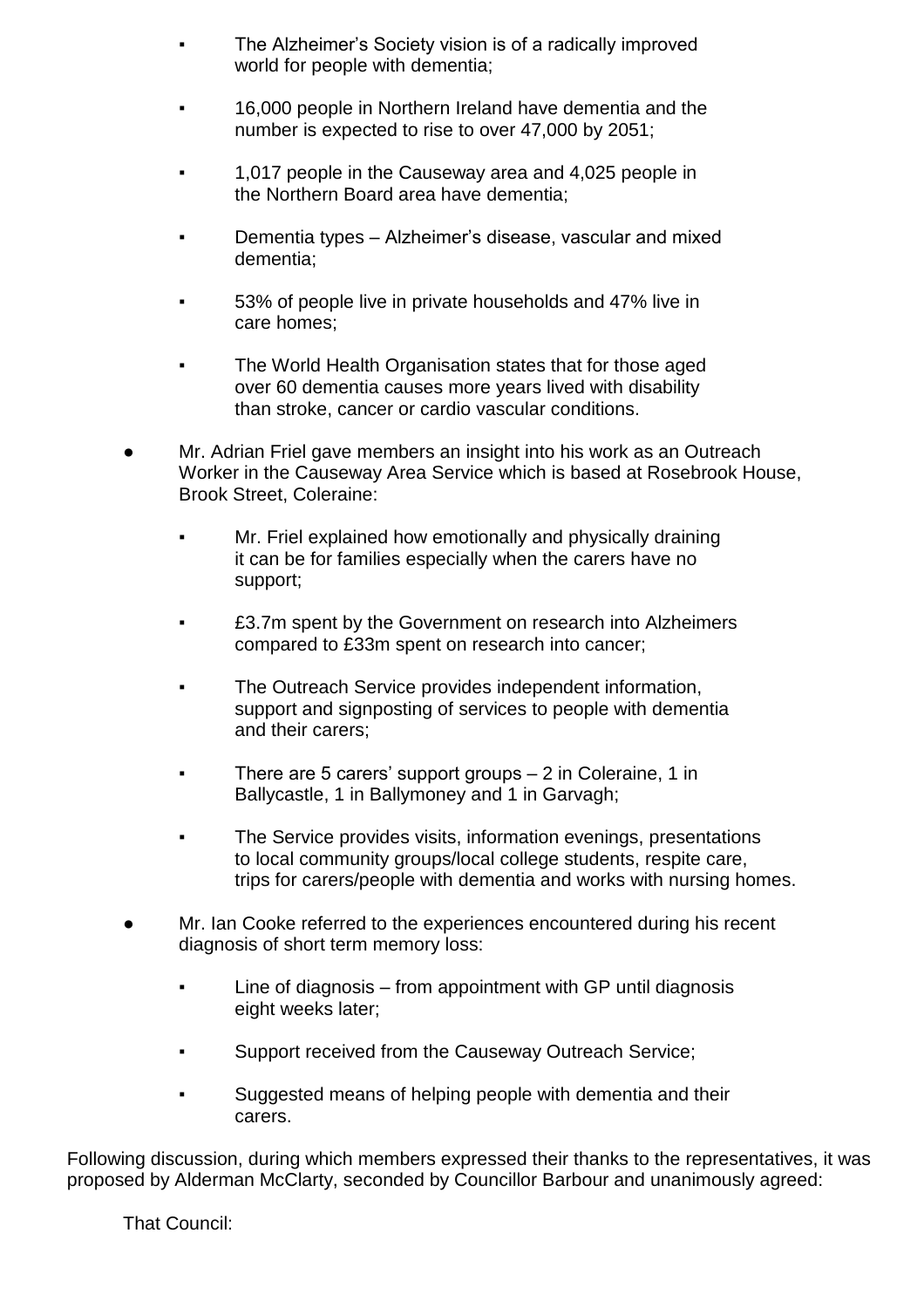- The Alzheimer's Society vision is of a radically improved world for people with dementia;
- 16,000 people in Northern Ireland have dementia and the number is expected to rise to over 47,000 by 2051;
- 1,017 people in the Causeway area and 4,025 people in the Northern Board area have dementia;
- Dementia types – Alzheimer's disease, vascular and mixed dementia;
- 53% of people live in private households and 47% live in care homes;
- The World Health Organisation states that for those aged over 60 dementia causes more years lived with disability than stroke, cancer or cardio vascular conditions.

- Mr. Adrian Friel gave members an insight into his work as an Outreach Worker in the Causeway Area Service which is based at Rosebrook House, Brook Street, Coleraine:
  - Mr. Friel explained how emotionally and physically draining it can be for families especially when the carers have no support;
  - £3.7m spent by the Government on research into Alzheimers compared to £33m spent on research into cancer;
  - The Outreach Service provides independent information, support and signposting of services to people with dementia and their carers;
  - There are 5 carers' support groups – 2 in Coleraine, 1 in Ballycastle, 1 in Ballymoney and 1 in Garvagh;
  - The Service provides visits, information evenings, presentations to local community groups/local college students, respite care, trips for carers/people with dementia and works with nursing homes.

- Mr. Ian Cooke referred to the experiences encountered during his recent diagnosis of short term memory loss:
  - Line of diagnosis – from appointment with GP until diagnosis eight weeks later;
  - Support received from the Causeway Outreach Service;
  - Suggested means of helping people with dementia and their carers.

Following discussion, during which members expressed their thanks to the representatives, it was proposed by Alderman McClarty, seconded by Councillor Barbour and unanimously agreed:

That Council: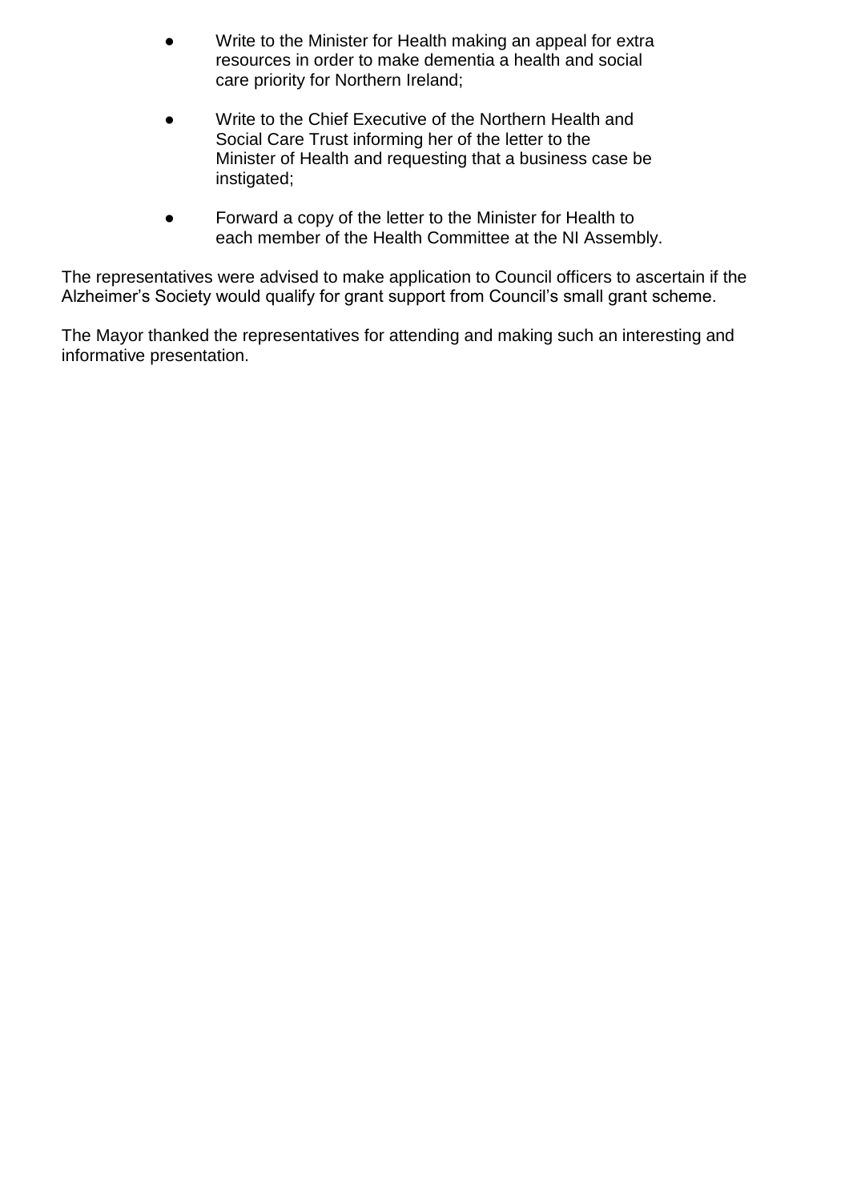- Write to the Minister for Health making an appeal for extra resources in order to make dementia a health and social care priority for Northern Ireland;

- Write to the Chief Executive of the Northern Health and Social Care Trust informing her of the letter to the Minister of Health and requesting that a business case be instigated;

- Forward a copy of the letter to the Minister for Health to each member of the Health Committee at the NI Assembly.

The representatives were advised to make application to Council officers to ascertain if the Alzheimer's Society would qualify for grant support from Council's small grant scheme.

The Mayor thanked the representatives for attending and making such an interesting and informative presentation.